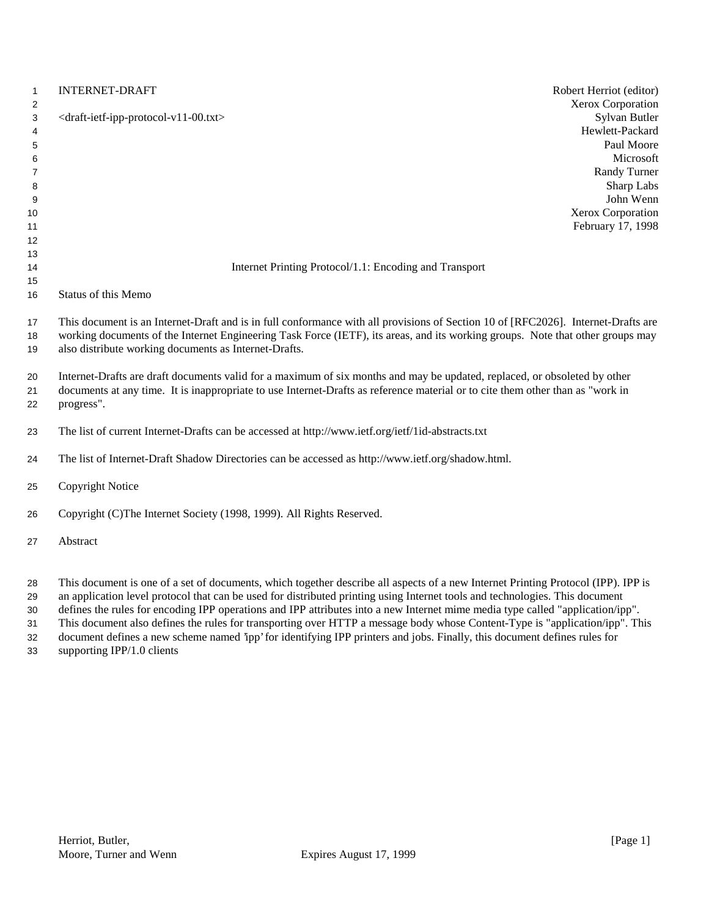INTERNET-DRAFT

<draft-ietf-ipp-protocol-v11-00.txt>

Robert Herriot (editor)
Xerox Corporation
Sylvan Butler
Hewlett-Packard
Paul Moore
Microsoft
Randy Turner
Sharp Labs
John Wenn
Xerox Corporation
February 17, 1998

# Internet Printing Protocol/1.1: Encoding and Transport

## Status of this Memo

This document is an Internet-Draft and is in full conformance with all provisions of Section 10 of [RFC2026]. Internet-Drafts are working documents of the Internet Engineering Task Force (IETF), its areas, and its working groups. Note that other groups may also distribute working documents as Internet-Drafts.

Internet-Drafts are draft documents valid for a maximum of six months and may be updated, replaced, or obsoleted by other documents at any time. It is inappropriate to use Internet-Drafts as reference material or to cite them other than as "work in progress".

The list of current Internet-Drafts can be accessed at http://www.ietf.org/ietf/1id-abstracts.txt

The list of Internet-Draft Shadow Directories can be accessed as http://www.ietf.org/shadow.html.

## Copyright Notice

Copyright (C)The Internet Society (1998, 1999). All Rights Reserved.

## Abstract

This document is one of a set of documents, which together describe all aspects of a new Internet Printing Protocol (IPP). IPP is an application level protocol that can be used for distributed printing using Internet tools and technologies. This document defines the rules for encoding IPP operations and IPP attributes into a new Internet mime media type called "application/ipp". This document also defines the rules for transporting over HTTP a message body whose Content-Type is "application/ipp". This document defines a new scheme named 'ipp' for identifying IPP printers and jobs. Finally, this document defines rules for supporting IPP/1.0 clients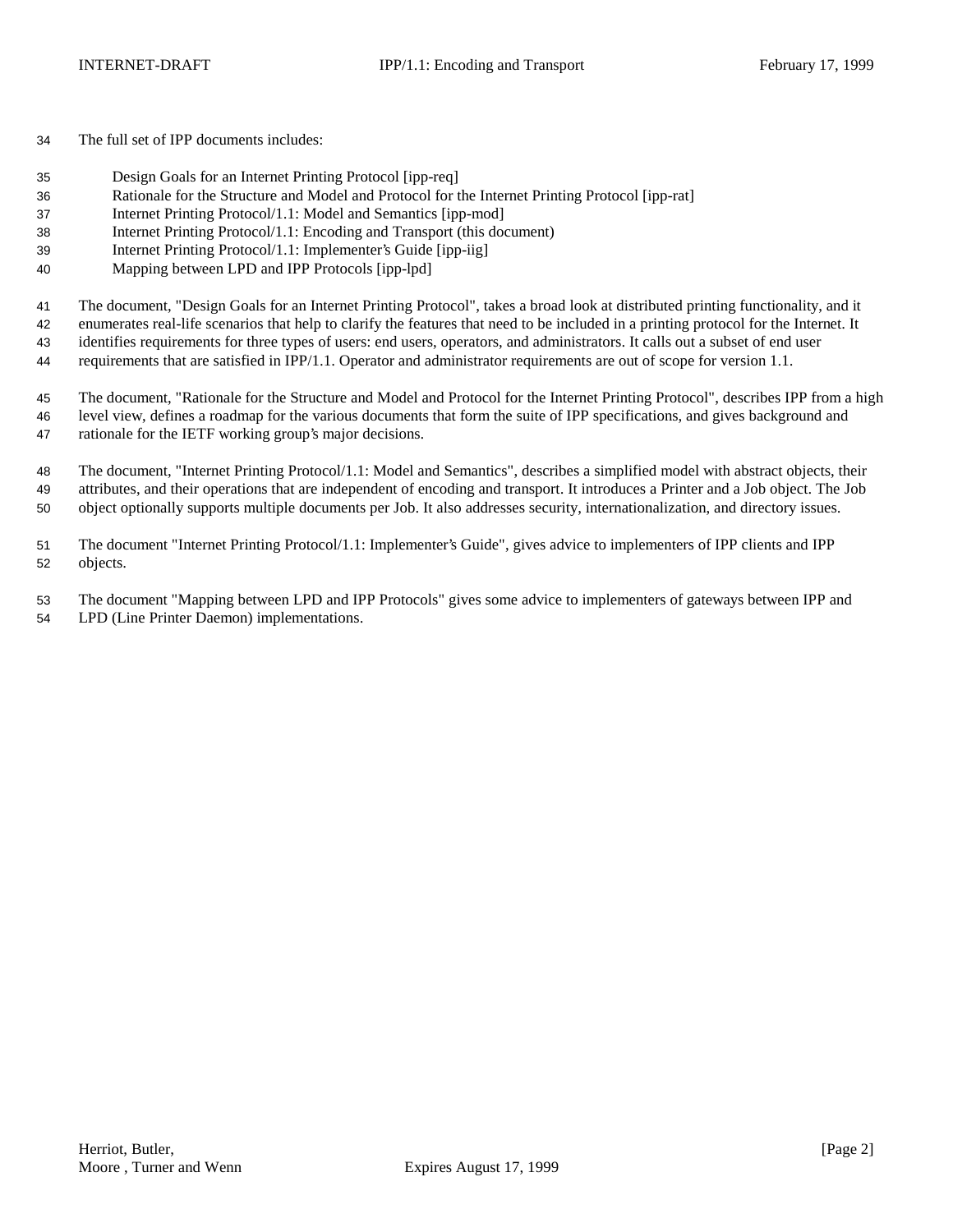The full set of IPP documents includes:

- Design Goals for an Internet Printing Protocol [ipp-req]
- Rationale for the Structure and Model and Protocol for the Internet Printing Protocol [ipp-rat]
- Internet Printing Protocol/1.1: Model and Semantics [ipp-mod]
- Internet Printing Protocol/1.1: Encoding and Transport (this document)
- Internet Printing Protocol/1.1: Implementer's Guide [ipp-iig]
- Mapping between LPD and IPP Protocols [ipp-lpd]

The document, "Design Goals for an Internet Printing Protocol", takes a broad look at distributed printing functionality, and it enumerates real-life scenarios that help to clarify the features that need to be included in a printing protocol for the Internet. It identifies requirements for three types of users: end users, operators, and administrators. It calls out a subset of end user requirements that are satisfied in IPP/1.1. Operator and administrator requirements are out of scope for version 1.1.

The document, "Rationale for the Structure and Model and Protocol for the Internet Printing Protocol", describes IPP from a high level view, defines a roadmap for the various documents that form the suite of IPP specifications, and gives background and rationale for the IETF working group's major decisions.

The document, "Internet Printing Protocol/1.1: Model and Semantics", describes a simplified model with abstract objects, their attributes, and their operations that are independent of encoding and transport. It introduces a Printer and a Job object. The Job object optionally supports multiple documents per Job. It also addresses security, internationalization, and directory issues.

The document "Internet Printing Protocol/1.1: Implementer's Guide", gives advice to implementers of IPP clients and IPP objects.

The document "Mapping between LPD and IPP Protocols" gives some advice to implementers of gateways between IPP and LPD (Line Printer Daemon) implementations.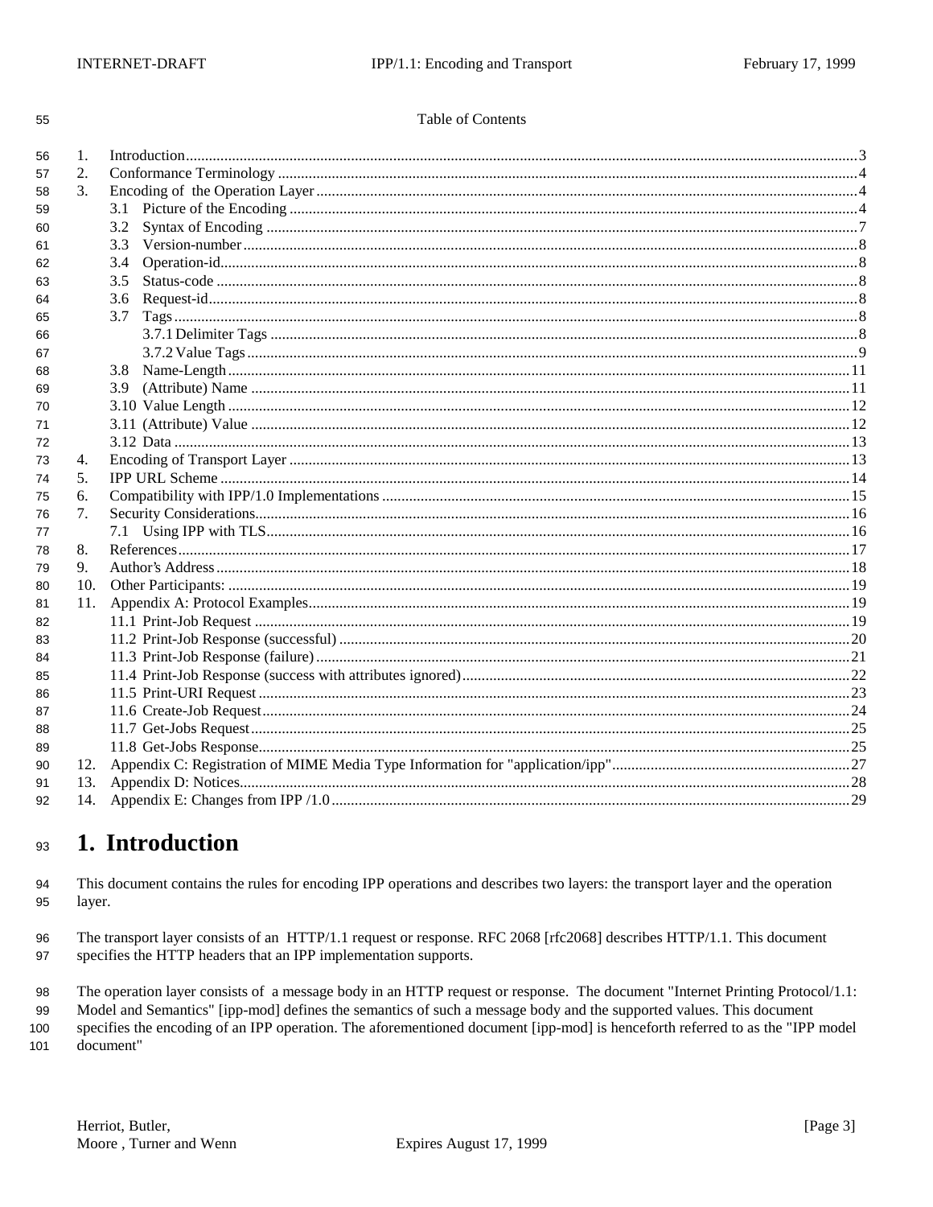Table of Contents

1. Introduction ....3
2. Conformance Terminology ....4
3. Encoding of the Operation Layer ....4
   - 3.1 Picture of the Encoding ....4
   - 3.2 Syntax of Encoding ....7
   - 3.3 Version-number ....8
   - 3.4 Operation-id ....8
   - 3.5 Status-code ....8
   - 3.6 Request-id ....8
   - 3.7 Tags ....8
     - 3.7.1 Delimiter Tags ....8
     - 3.7.2 Value Tags ....9
   - 3.8 Name-Length ....11
   - 3.9 (Attribute) Name ....11
   - 3.10 Value Length ....12
   - 3.11 (Attribute) Value ....12
   - 3.12 Data ....13
4. Encoding of Transport Layer ....13
5. IPP URL Scheme ....14
6. Compatibility with IPP/1.0 Implementations ....15
7. Security Considerations ....16
   - 7.1 Using IPP with TLS ....16
8. References ....17
9. Author's Address ....18
10. Other Participants: ....19
11. Appendix A: Protocol Examples ....19
    - 11.1 Print-Job Request ....19
    - 11.2 Print-Job Response (successful) ....20
    - 11.3 Print-Job Response (failure) ....21
    - 11.4 Print-Job Response (success with attributes ignored) ....22
    - 11.5 Print-URI Request ....23
    - 11.6 Create-Job Request ....24
    - 11.7 Get-Jobs Request ....25
    - 11.8 Get-Jobs Response ....25
12. Appendix C: Registration of MIME Media Type Information for "application/ipp" ....27
13. Appendix D: Notices ....28
14. Appendix E: Changes from IPP /1.0 ....29

# 1. Introduction

This document contains the rules for encoding IPP operations and describes two layers: the transport layer and the operation layer.

The transport layer consists of an HTTP/1.1 request or response. RFC 2068 [rfc2068] describes HTTP/1.1. This document specifies the HTTP headers that an IPP implementation supports.

The operation layer consists of a message body in an HTTP request or response. The document "Internet Printing Protocol/1.1: Model and Semantics" [ipp-mod] defines the semantics of such a message body and the supported values. This document specifies the encoding of an IPP operation. The aforementioned document [ipp-mod] is henceforth referred to as the "IPP model document"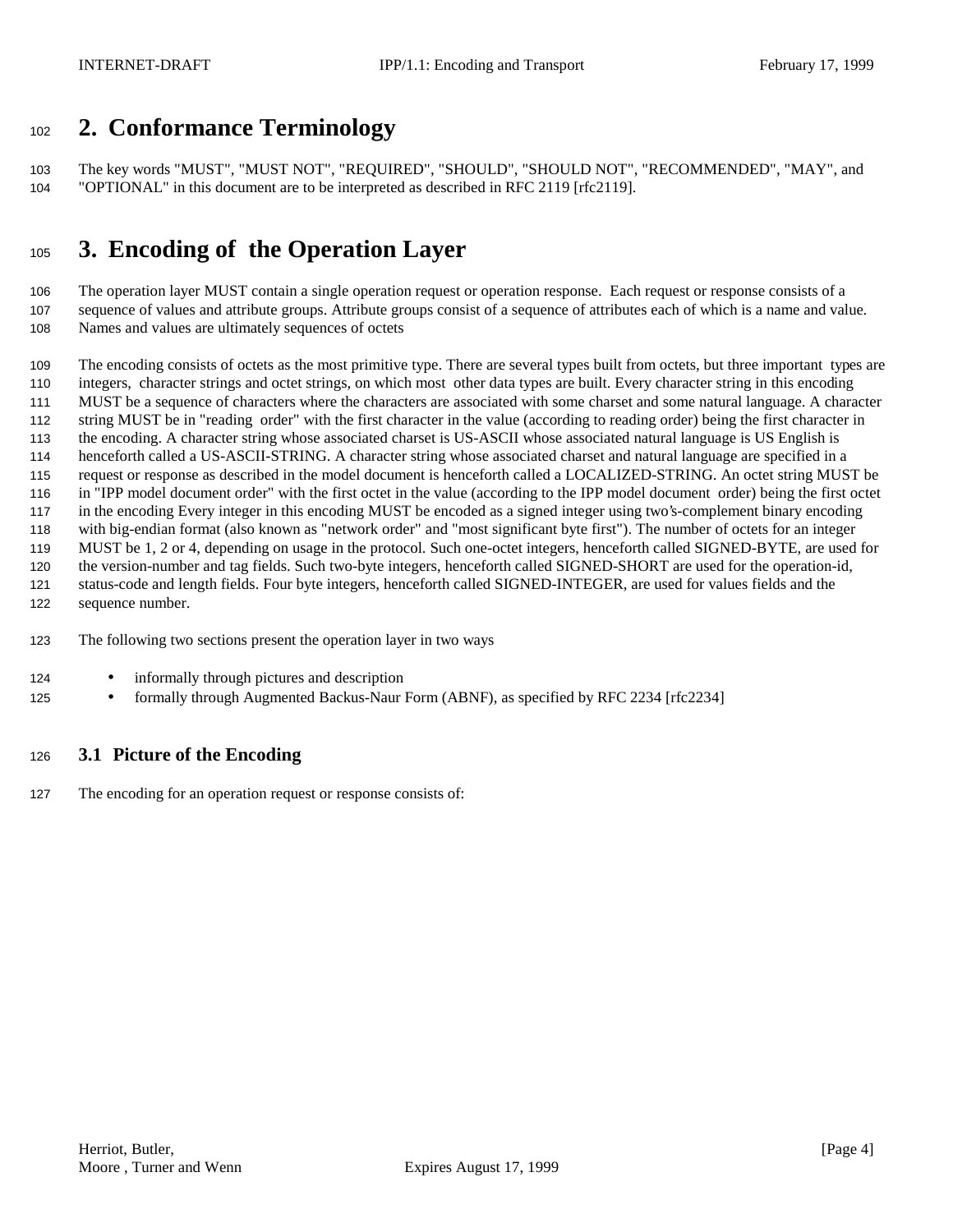# 2. Conformance Terminology

The key words "MUST", "MUST NOT", "REQUIRED", "SHOULD", "SHOULD NOT", "RECOMMENDED", "MAY", and "OPTIONAL" in this document are to be interpreted as described in RFC 2119 [rfc2119].

# 3. Encoding of the Operation Layer

The operation layer MUST contain a single operation request or operation response. Each request or response consists of a sequence of values and attribute groups. Attribute groups consist of a sequence of attributes each of which is a name and value. Names and values are ultimately sequences of octets

The encoding consists of octets as the most primitive type. There are several types built from octets, but three important types are integers, character strings and octet strings, on which most other data types are built. Every character string in this encoding MUST be a sequence of characters where the characters are associated with some charset and some natural language. A character string MUST be in "reading order" with the first character in the value (according to reading order) being the first character in the encoding. A character string whose associated charset is US-ASCII whose associated natural language is US English is henceforth called a US-ASCII-STRING. A character string whose associated charset and natural language are specified in a request or response as described in the model document is henceforth called a LOCALIZED-STRING. An octet string MUST be in "IPP model document order" with the first octet in the value (according to the IPP model document order) being the first octet in the encoding Every integer in this encoding MUST be encoded as a signed integer using two's-complement binary encoding with big-endian format (also known as "network order" and "most significant byte first"). The number of octets for an integer MUST be 1, 2 or 4, depending on usage in the protocol. Such one-octet integers, henceforth called SIGNED-BYTE, are used for the version-number and tag fields. Such two-byte integers, henceforth called SIGNED-SHORT are used for the operation-id, status-code and length fields. Four byte integers, henceforth called SIGNED-INTEGER, are used for values fields and the sequence number.

The following two sections present the operation layer in two ways

- informally through pictures and description
- formally through Augmented Backus-Naur Form (ABNF), as specified by RFC 2234 [rfc2234]

## 3.1 Picture of the Encoding

The encoding for an operation request or response consists of: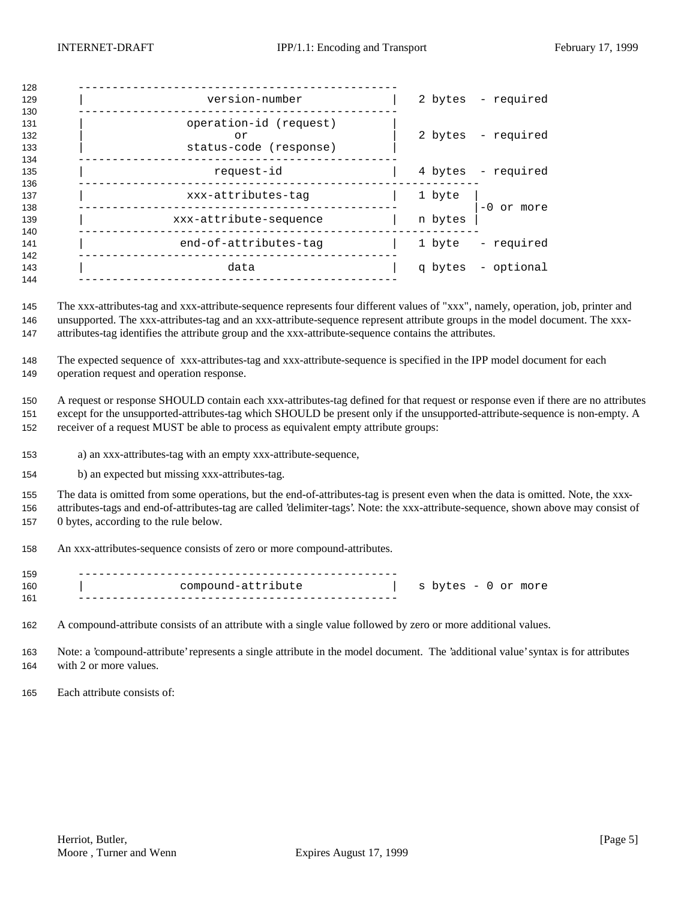```
-----------------------------------------------
|              version-number                 |   2 bytes  - required
-----------------------------------------------
|           operation-id (request)            |
|                     or                      |   2 bytes  - required
|           status-code (response)            |
-----------------------------------------------
|                request-id                   |   4 bytes  - required
-----------------------------------------------------------
|            xxx-attributes-tag               |   1 byte  |
-----------------------------------------------           |-0 or more
|          xxx-attribute-sequence             |   n bytes |
-----------------------------------------------------------
|           end-of-attributes-tag             |   1 byte   - required
-----------------------------------------------
|                   data                      |   q bytes  - optional
-----------------------------------------------
```

The xxx-attributes-tag and xxx-attribute-sequence represents four different values of "xxx", namely, operation, job, printer and unsupported. The xxx-attributes-tag and an xxx-attribute-sequence represent attribute groups in the model document. The xxx-attributes-tag identifies the attribute group and the xxx-attribute-sequence contains the attributes.

The expected sequence of xxx-attributes-tag and xxx-attribute-sequence is specified in the IPP model document for each operation request and operation response.

A request or response SHOULD contain each xxx-attributes-tag defined for that request or response even if there are no attributes except for the unsupported-attributes-tag which SHOULD be present only if the unsupported-attribute-sequence is non-empty. A receiver of a request MUST be able to process as equivalent empty attribute groups:

a) an xxx-attributes-tag with an empty xxx-attribute-sequence,

b) an expected but missing xxx-attributes-tag.

The data is omitted from some operations, but the end-of-attributes-tag is present even when the data is omitted. Note, the xxx-attributes-tags and end-of-attributes-tag are called 'delimiter-tags'. Note: the xxx-attribute-sequence, shown above may consist of 0 bytes, according to the rule below.

An xxx-attributes-sequence consists of zero or more compound-attributes.

```
-----------------------------------------------
|            compound-attribute               |   s bytes - 0 or more
-----------------------------------------------
```

A compound-attribute consists of an attribute with a single value followed by zero or more additional values.

Note: a 'compound-attribute' represents a single attribute in the model document. The 'additional value' syntax is for attributes with 2 or more values.

Each attribute consists of: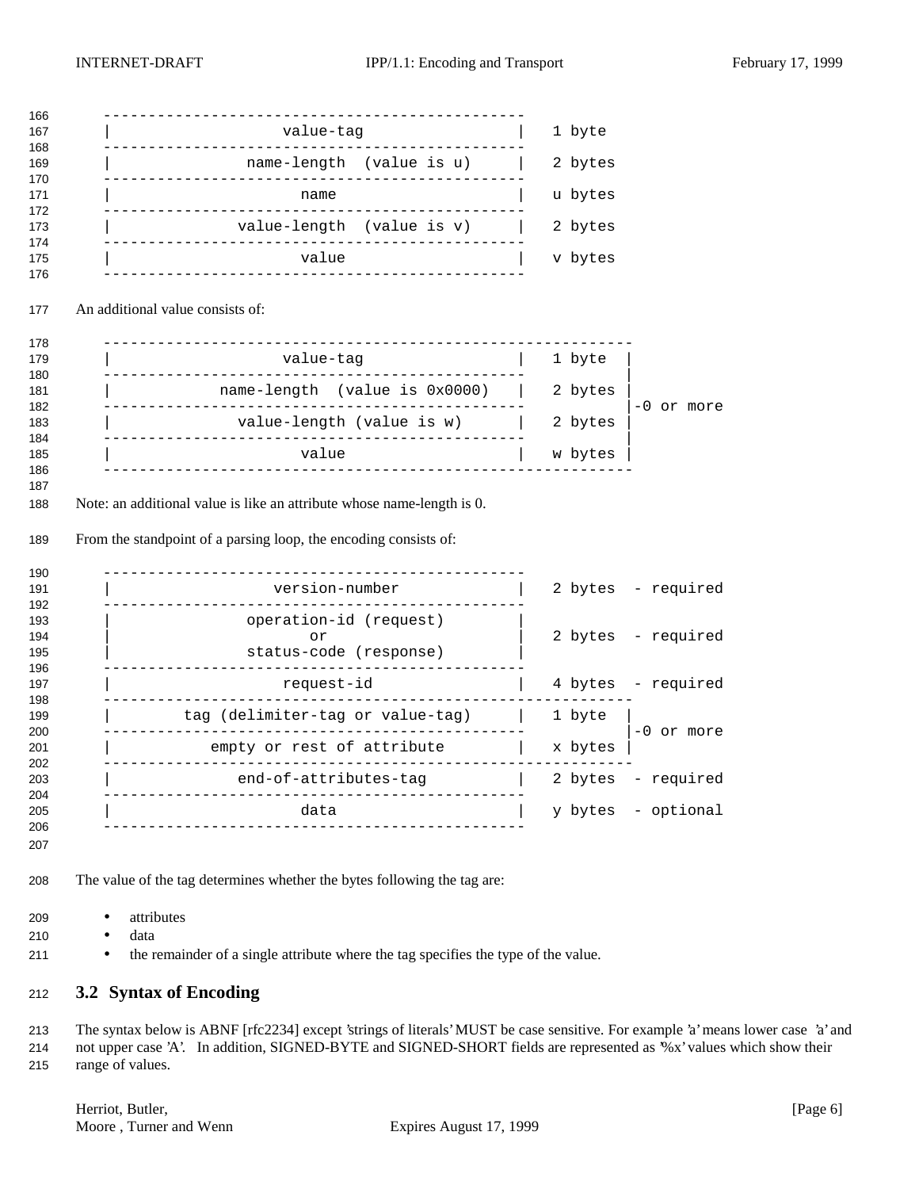```
    -----------------------------------------------
    |                 value-tag                   |   1 byte
    -----------------------------------------------
    |             name-length  (value is u)       |   2 bytes
    -----------------------------------------------
    |                   name                      |   u bytes
    -----------------------------------------------
    |            value-length  (value is v)       |   2 bytes
    -----------------------------------------------
    |                   value                     |   v bytes
    -----------------------------------------------
```

An additional value consists of:

```
    -----------------------------------------------------------
    |                 value-tag                   |   1 byte  |
    -----------------------------------------------           |
    |          name-length  (value is 0x0000)     |   2 bytes |
    -----------------------------------------------           |-0 or more
    |            value-length (value is w)        |   2 bytes |
    -----------------------------------------------           |
    |                   value                     |   w bytes |
    -----------------------------------------------------------
```

Note: an additional value is like an attribute whose name-length is 0.

From the standpoint of a parsing loop, the encoding consists of:

```
    -----------------------------------------------
    |                version-number               |   2 bytes  - required
    -----------------------------------------------
    |             operation-id (request)          |
    |                     or                      |   2 bytes  - required
    |             status-code (response)          |
    -----------------------------------------------
    |                 request-id                  |   4 bytes  - required
    -----------------------------------------------------------
    |       tag (delimiter-tag or value-tag)      |   1 byte  |
    -----------------------------------------------           |-0 or more
    |          empty or rest of attribute         |   x bytes |
    -----------------------------------------------------------
    |            end-of-attributes-tag            |   2 bytes  - required
    -----------------------------------------------
    |                   data                      |   y bytes  - optional
    -----------------------------------------------
```

The value of the tag determines whether the bytes following the tag are:

- attributes
- data
- the remainder of a single attribute where the tag specifies the type of the value.

## 3.2 Syntax of Encoding

The syntax below is ABNF [rfc2234] except 'strings of literals' MUST be case sensitive. For example 'a' means lower case 'a' and not upper case 'A'. In addition, SIGNED-BYTE and SIGNED-SHORT fields are represented as '%x' values which show their range of values.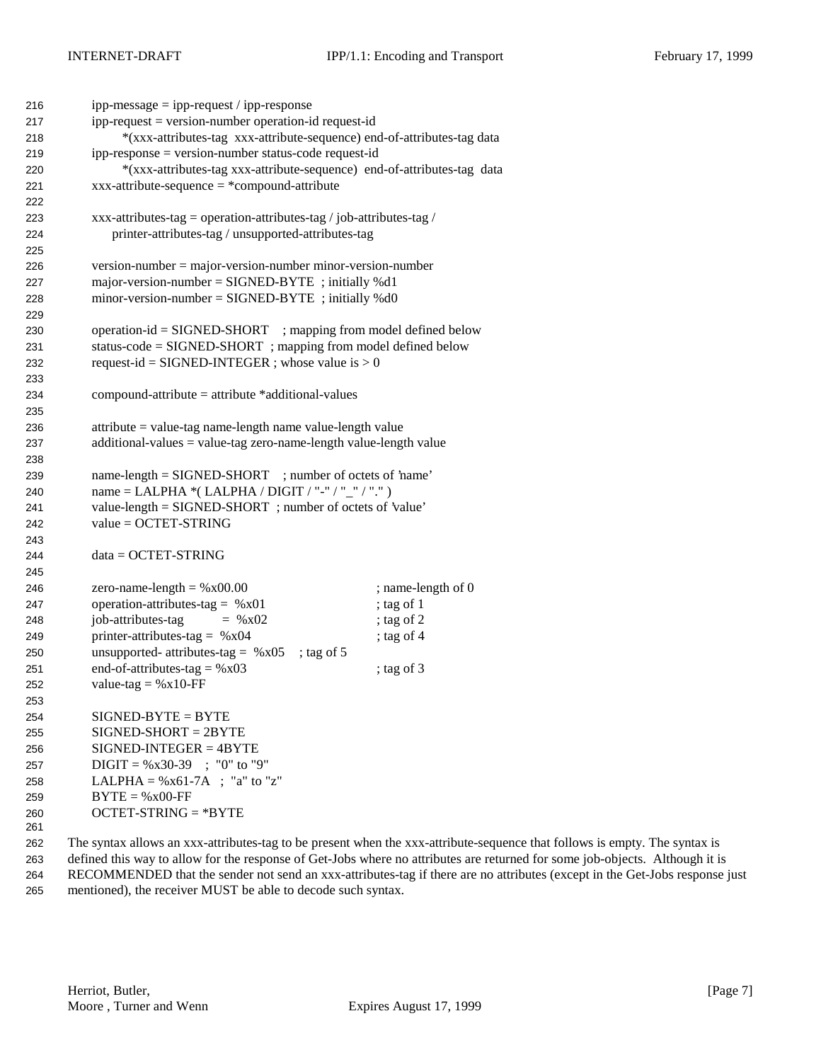```
ipp-message = ipp-request / ipp-response
ipp-request = version-number operation-id request-id
      *(xxx-attributes-tag  xxx-attribute-sequence) end-of-attributes-tag data
ipp-response = version-number status-code request-id
      *(xxx-attributes-tag xxx-attribute-sequence)  end-of-attributes-tag  data
xxx-attribute-sequence = *compound-attribute

xxx-attributes-tag = operation-attributes-tag / job-attributes-tag /
    printer-attributes-tag / unsupported-attributes-tag

version-number = major-version-number minor-version-number
major-version-number = SIGNED-BYTE  ; initially %d1
minor-version-number = SIGNED-BYTE  ; initially %d0

operation-id = SIGNED-SHORT    ; mapping from model defined below
status-code = SIGNED-SHORT  ; mapping from model defined below
request-id = SIGNED-INTEGER ; whose value is > 0

compound-attribute = attribute *additional-values

attribute = value-tag name-length name value-length value
additional-values = value-tag zero-name-length value-length value

name-length = SIGNED-SHORT    ; number of octets of 'name'
name = LALPHA *( LALPHA / DIGIT / "-" / "_" / "." )
value-length = SIGNED-SHORT  ; number of octets of 'value'
value = OCTET-STRING

data = OCTET-STRING

zero-name-length = %x00.00                        ; name-length of 0
operation-attributes-tag =  %x01                  ; tag of 1
job-attributes-tag          =  %x02               ; tag of 2
printer-attributes-tag =  %x04                    ; tag of 4
unsupported- attributes-tag =  %x05    ; tag of 5
end-of-attributes-tag = %x03                      ; tag of 3
value-tag = %x10-FF

SIGNED-BYTE = BYTE
SIGNED-SHORT = 2BYTE
SIGNED-INTEGER = 4BYTE
DIGIT = %x30-39   ;  "0" to "9"
LALPHA = %x61-7A   ;  "a" to "z"
BYTE = %x00-FF
OCTET-STRING = *BYTE
```

The syntax allows an xxx-attributes-tag to be present when the xxx-attribute-sequence that follows is empty. The syntax is defined this way to allow for the response of Get-Jobs where no attributes are returned for some job-objects. Although it is RECOMMENDED that the sender not send an xxx-attributes-tag if there are no attributes (except in the Get-Jobs response just mentioned), the receiver MUST be able to decode such syntax.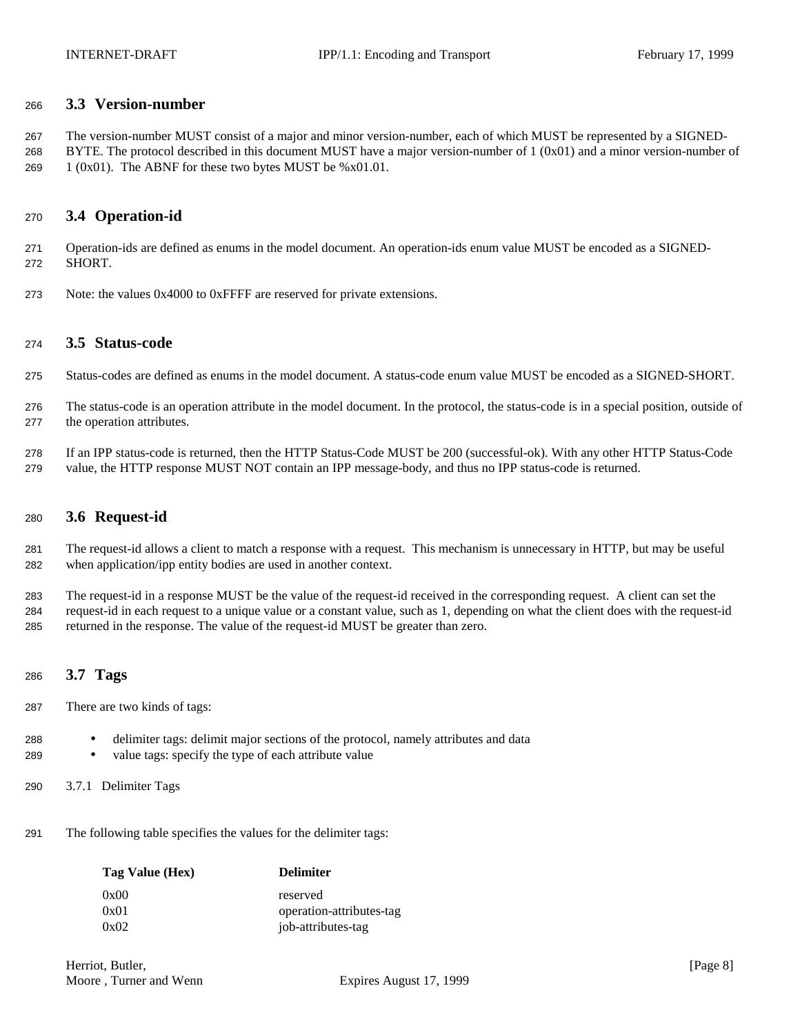## 3.3 Version-number

The version-number MUST consist of a major and minor version-number, each of which MUST be represented by a SIGNED-BYTE. The protocol described in this document MUST have a major version-number of 1 (0x01) and a minor version-number of 1 (0x01). The ABNF for these two bytes MUST be %x01.01.

## 3.4 Operation-id

Operation-ids are defined as enums in the model document. An operation-ids enum value MUST be encoded as a SIGNED-SHORT.

Note: the values 0x4000 to 0xFFFF are reserved for private extensions.

## 3.5 Status-code

Status-codes are defined as enums in the model document. A status-code enum value MUST be encoded as a SIGNED-SHORT.

The status-code is an operation attribute in the model document. In the protocol, the status-code is in a special position, outside of the operation attributes.

If an IPP status-code is returned, then the HTTP Status-Code MUST be 200 (successful-ok). With any other HTTP Status-Code value, the HTTP response MUST NOT contain an IPP message-body, and thus no IPP status-code is returned.

## 3.6 Request-id

The request-id allows a client to match a response with a request. This mechanism is unnecessary in HTTP, but may be useful when application/ipp entity bodies are used in another context.

The request-id in a response MUST be the value of the request-id received in the corresponding request. A client can set the request-id in each request to a unique value or a constant value, such as 1, depending on what the client does with the request-id returned in the response. The value of the request-id MUST be greater than zero.

## 3.7 Tags

There are two kinds of tags:

- delimiter tags: delimit major sections of the protocol, namely attributes and data
- value tags: specify the type of each attribute value

### 3.7.1 Delimiter Tags

The following table specifies the values for the delimiter tags:

| Tag Value (Hex) | Delimiter |
|---|---|
| 0x00 | reserved |
| 0x01 | operation-attributes-tag |
| 0x02 | job-attributes-tag |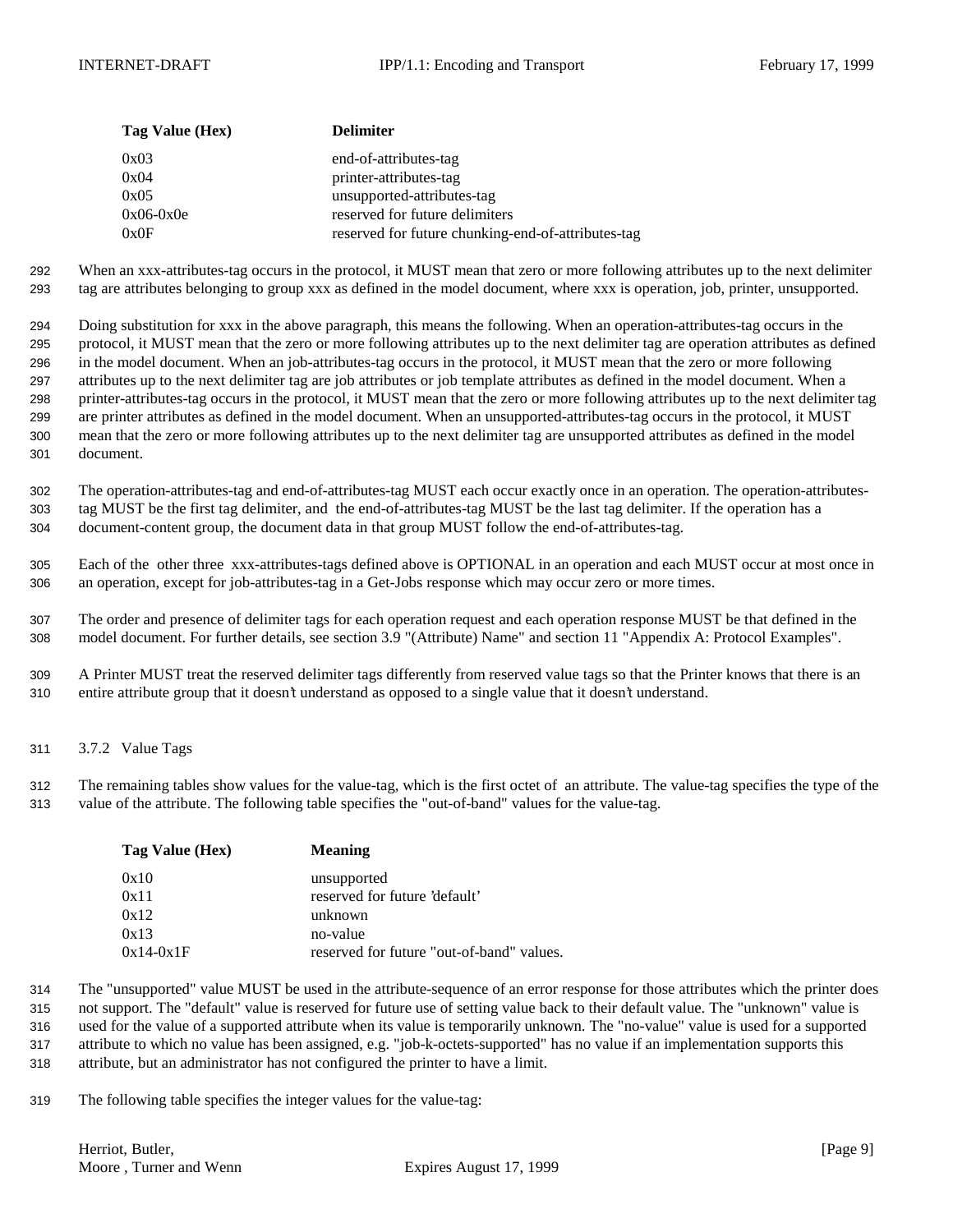| Tag Value (Hex) | Delimiter |
|---|---|
| 0x03 | end-of-attributes-tag |
| 0x04 | printer-attributes-tag |
| 0x05 | unsupported-attributes-tag |
| 0x06-0x0e | reserved for future delimiters |
| 0x0F | reserved for future chunking-end-of-attributes-tag |

When an xxx-attributes-tag occurs in the protocol, it MUST mean that zero or more following attributes up to the next delimiter tag are attributes belonging to group xxx as defined in the model document, where xxx is operation, job, printer, unsupported.

Doing substitution for xxx in the above paragraph, this means the following. When an operation-attributes-tag occurs in the protocol, it MUST mean that the zero or more following attributes up to the next delimiter tag are operation attributes as defined in the model document. When an job-attributes-tag occurs in the protocol, it MUST mean that the zero or more following attributes up to the next delimiter tag are job attributes or job template attributes as defined in the model document. When a printer-attributes-tag occurs in the protocol, it MUST mean that the zero or more following attributes up to the next delimiter tag are printer attributes as defined in the model document. When an unsupported-attributes-tag occurs in the protocol, it MUST mean that the zero or more following attributes up to the next delimiter tag are unsupported attributes as defined in the model document.

The operation-attributes-tag and end-of-attributes-tag MUST each occur exactly once in an operation. The operation-attributes-tag MUST be the first tag delimiter, and the end-of-attributes-tag MUST be the last tag delimiter. If the operation has a document-content group, the document data in that group MUST follow the end-of-attributes-tag.

Each of the other three xxx-attributes-tags defined above is OPTIONAL in an operation and each MUST occur at most once in an operation, except for job-attributes-tag in a Get-Jobs response which may occur zero or more times.

The order and presence of delimiter tags for each operation request and each operation response MUST be that defined in the model document. For further details, see section 3.9 "(Attribute) Name" and section 11 "Appendix A: Protocol Examples".

A Printer MUST treat the reserved delimiter tags differently from reserved value tags so that the Printer knows that there is an entire attribute group that it doesn't understand as opposed to a single value that it doesn't understand.

### 3.7.2 Value Tags

The remaining tables show values for the value-tag, which is the first octet of an attribute. The value-tag specifies the type of the value of the attribute. The following table specifies the "out-of-band" values for the value-tag.

| Tag Value (Hex) | Meaning |
|---|---|
| 0x10 | unsupported |
| 0x11 | reserved for future 'default' |
| 0x12 | unknown |
| 0x13 | no-value |
| 0x14-0x1F | reserved for future "out-of-band" values. |

The "unsupported" value MUST be used in the attribute-sequence of an error response for those attributes which the printer does not support. The "default" value is reserved for future use of setting value back to their default value. The "unknown" value is used for the value of a supported attribute when its value is temporarily unknown. The "no-value" value is used for a supported attribute to which no value has been assigned, e.g. "job-k-octets-supported" has no value if an implementation supports this attribute, but an administrator has not configured the printer to have a limit.

The following table specifies the integer values for the value-tag: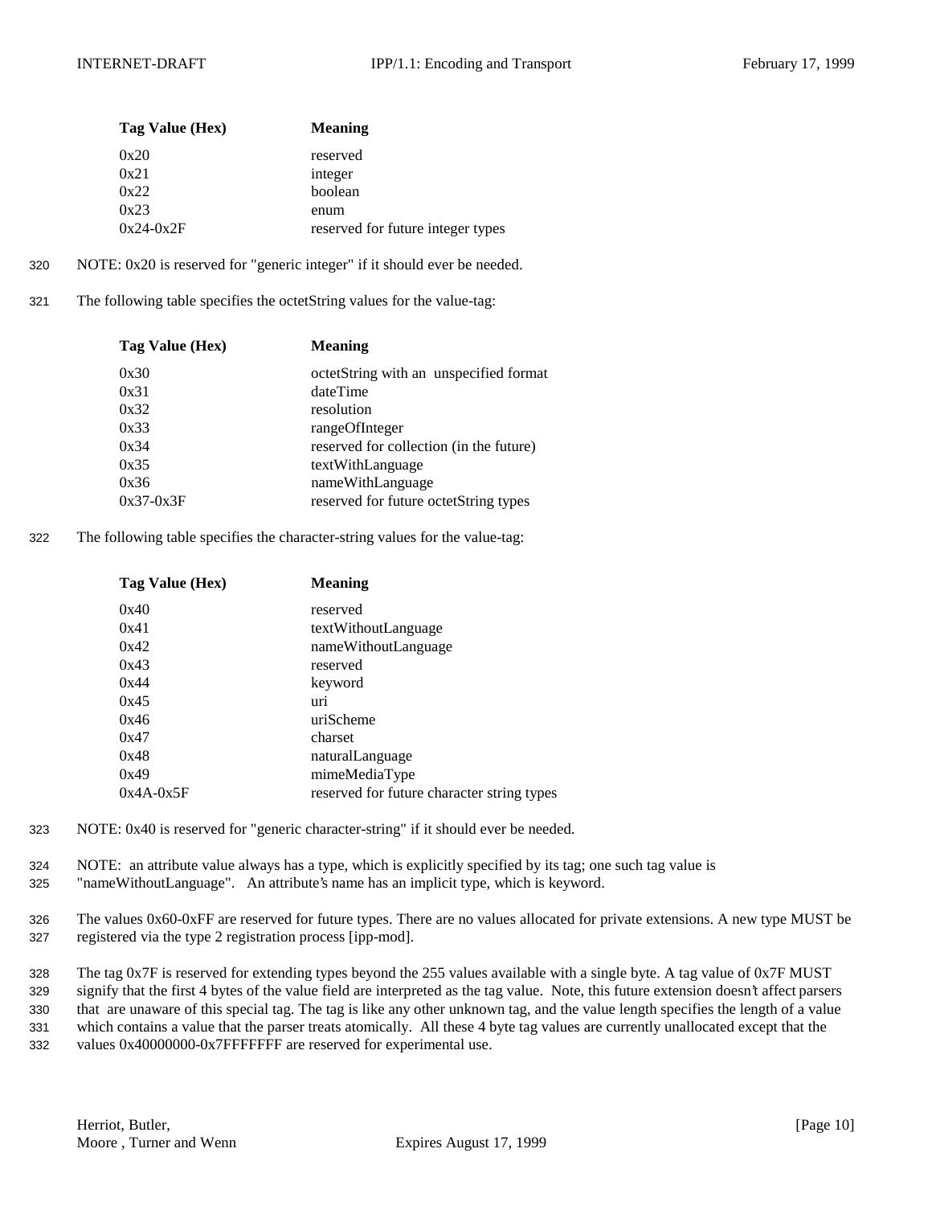| Tag Value (Hex) | Meaning |
| --- | --- |
| 0x20 | reserved |
| 0x21 | integer |
| 0x22 | boolean |
| 0x23 | enum |
| 0x24-0x2F | reserved for future integer types |

NOTE: 0x20 is reserved for "generic integer" if it should ever be needed.

The following table specifies the octetString values for the value-tag:

| Tag Value (Hex) | Meaning |
| --- | --- |
| 0x30 | octetString with an unspecified format |
| 0x31 | dateTime |
| 0x32 | resolution |
| 0x33 | rangeOfInteger |
| 0x34 | reserved for collection (in the future) |
| 0x35 | textWithLanguage |
| 0x36 | nameWithLanguage |
| 0x37-0x3F | reserved for future octetString types |

The following table specifies the character-string values for the value-tag:

| Tag Value (Hex) | Meaning |
| --- | --- |
| 0x40 | reserved |
| 0x41 | textWithoutLanguage |
| 0x42 | nameWithoutLanguage |
| 0x43 | reserved |
| 0x44 | keyword |
| 0x45 | uri |
| 0x46 | uriScheme |
| 0x47 | charset |
| 0x48 | naturalLanguage |
| 0x49 | mimeMediaType |
| 0x4A-0x5F | reserved for future character string types |

NOTE: 0x40 is reserved for "generic character-string" if it should ever be needed.

NOTE: an attribute value always has a type, which is explicitly specified by its tag; one such tag value is "nameWithoutLanguage". An attribute's name has an implicit type, which is keyword.

The values 0x60-0xFF are reserved for future types. There are no values allocated for private extensions. A new type MUST be registered via the type 2 registration process [ipp-mod].

The tag 0x7F is reserved for extending types beyond the 255 values available with a single byte. A tag value of 0x7F MUST signify that the first 4 bytes of the value field are interpreted as the tag value. Note, this future extension doesn't affect parsers that are unaware of this special tag. The tag is like any other unknown tag, and the value length specifies the length of a value which contains a value that the parser treats atomically. All these 4 byte tag values are currently unallocated except that the values 0x40000000-0x7FFFFFFF are reserved for experimental use.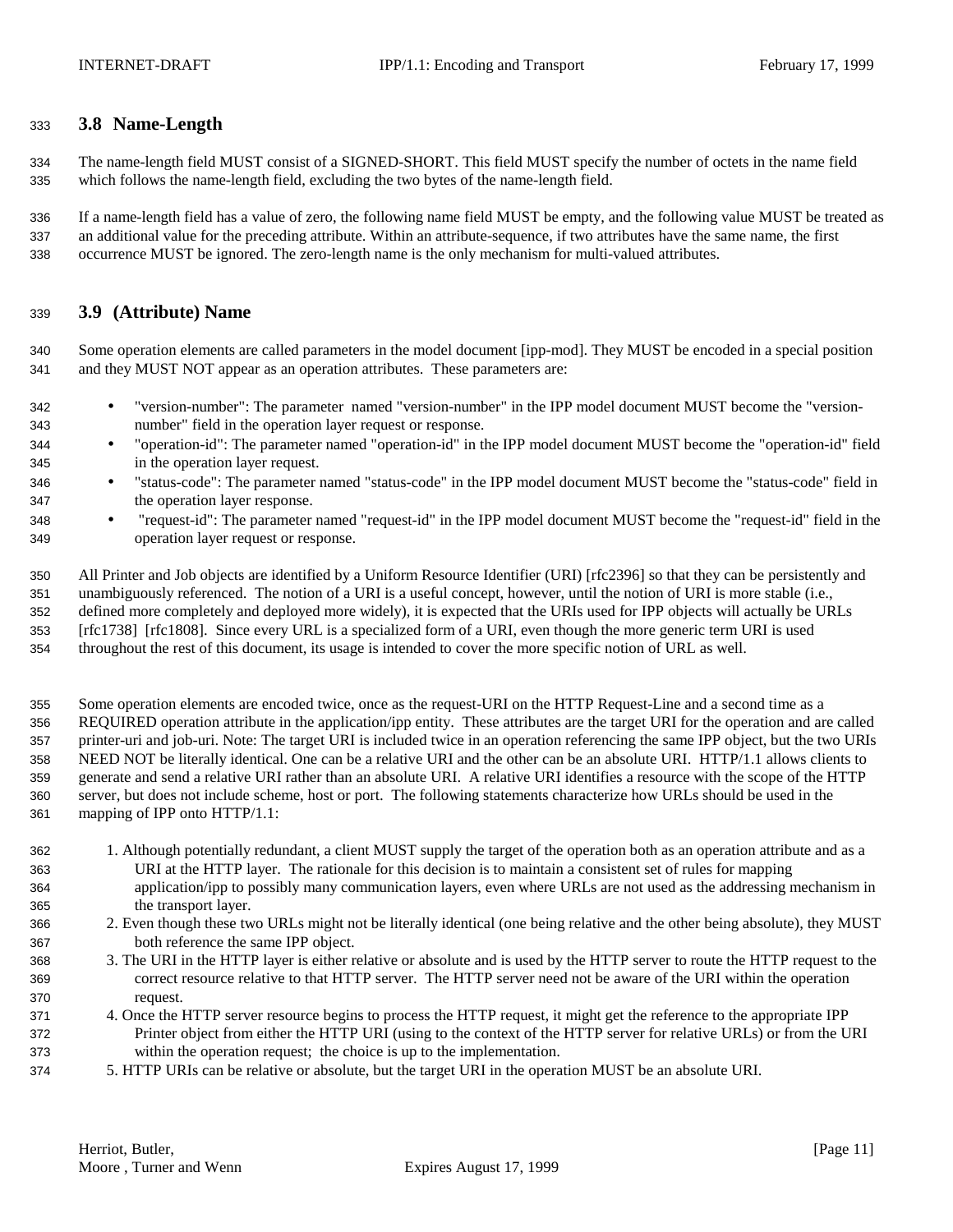### 3.8 Name-Length

The name-length field MUST consist of a SIGNED-SHORT. This field MUST specify the number of octets in the name field which follows the name-length field, excluding the two bytes of the name-length field.

If a name-length field has a value of zero, the following name field MUST be empty, and the following value MUST be treated as an additional value for the preceding attribute. Within an attribute-sequence, if two attributes have the same name, the first occurrence MUST be ignored. The zero-length name is the only mechanism for multi-valued attributes.

### 3.9 (Attribute) Name

Some operation elements are called parameters in the model document [ipp-mod]. They MUST be encoded in a special position and they MUST NOT appear as an operation attributes. These parameters are:

- "version-number": The parameter named "version-number" in the IPP model document MUST become the "version-number" field in the operation layer request or response.
- "operation-id": The parameter named "operation-id" in the IPP model document MUST become the "operation-id" field in the operation layer request.
- "status-code": The parameter named "status-code" in the IPP model document MUST become the "status-code" field in the operation layer response.
- "request-id": The parameter named "request-id" in the IPP model document MUST become the "request-id" field in the operation layer request or response.

All Printer and Job objects are identified by a Uniform Resource Identifier (URI) [rfc2396] so that they can be persistently and unambiguously referenced. The notion of a URI is a useful concept, however, until the notion of URI is more stable (i.e., defined more completely and deployed more widely), it is expected that the URIs used for IPP objects will actually be URLs [rfc1738] [rfc1808]. Since every URL is a specialized form of a URI, even though the more generic term URI is used throughout the rest of this document, its usage is intended to cover the more specific notion of URL as well.

Some operation elements are encoded twice, once as the request-URI on the HTTP Request-Line and a second time as a REQUIRED operation attribute in the application/ipp entity. These attributes are the target URI for the operation and are called printer-uri and job-uri. Note: The target URI is included twice in an operation referencing the same IPP object, but the two URIs NEED NOT be literally identical. One can be a relative URI and the other can be an absolute URI. HTTP/1.1 allows clients to generate and send a relative URI rather than an absolute URI. A relative URI identifies a resource with the scope of the HTTP server, but does not include scheme, host or port. The following statements characterize how URLs should be used in the mapping of IPP onto HTTP/1.1:

1. Although potentially redundant, a client MUST supply the target of the operation both as an operation attribute and as a URI at the HTTP layer. The rationale for this decision is to maintain a consistent set of rules for mapping application/ipp to possibly many communication layers, even where URLs are not used as the addressing mechanism in the transport layer.
2. Even though these two URLs might not be literally identical (one being relative and the other being absolute), they MUST both reference the same IPP object.
3. The URI in the HTTP layer is either relative or absolute and is used by the HTTP server to route the HTTP request to the correct resource relative to that HTTP server. The HTTP server need not be aware of the URI within the operation request.
4. Once the HTTP server resource begins to process the HTTP request, it might get the reference to the appropriate IPP Printer object from either the HTTP URI (using to the context of the HTTP server for relative URLs) or from the URI within the operation request; the choice is up to the implementation.
5. HTTP URIs can be relative or absolute, but the target URI in the operation MUST be an absolute URI.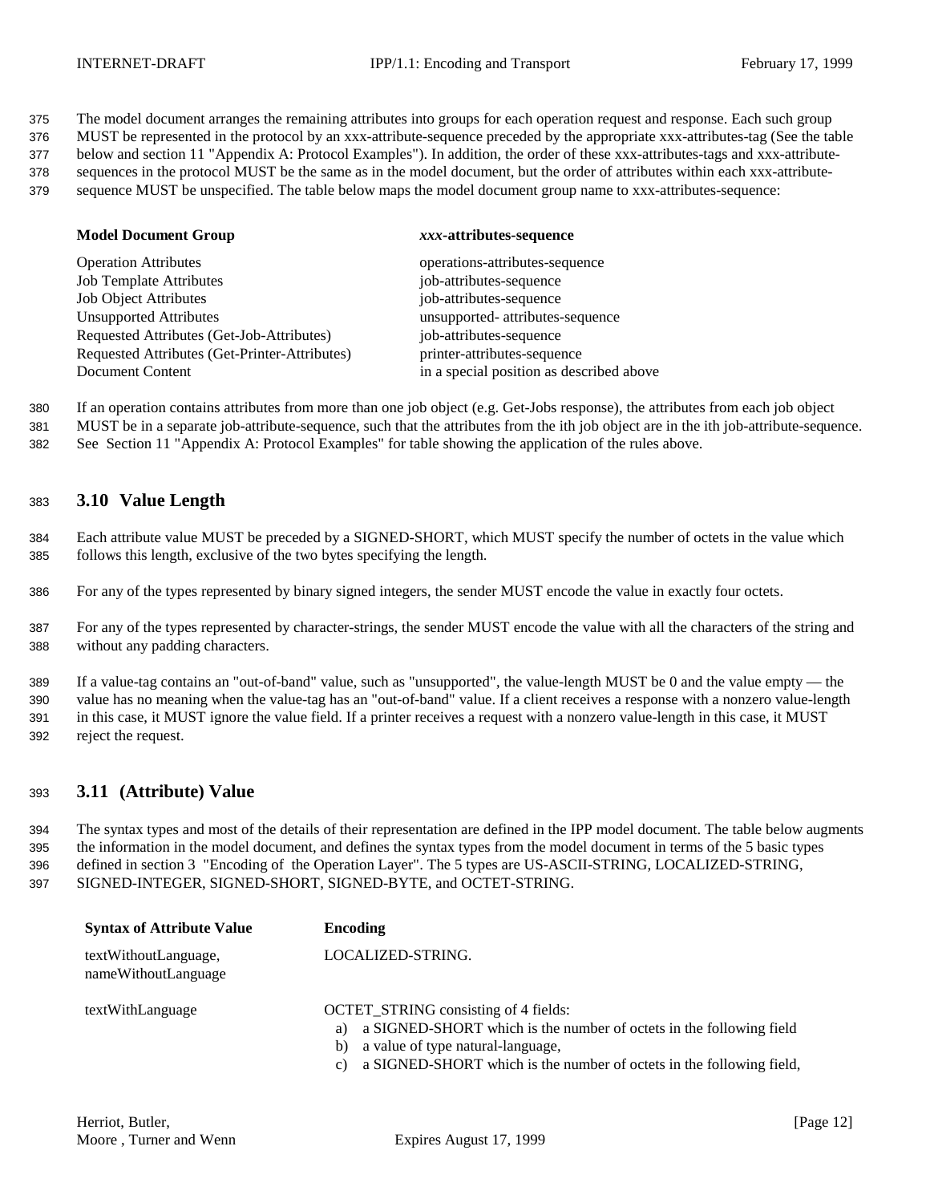The model document arranges the remaining attributes into groups for each operation request and response. Each such group MUST be represented in the protocol by an xxx-attribute-sequence preceded by the appropriate xxx-attributes-tag (See the table below and section 11 "Appendix A: Protocol Examples"). In addition, the order of these xxx-attributes-tags and xxx-attribute-sequences in the protocol MUST be the same as in the model document, but the order of attributes within each xxx-attribute-sequence MUST be unspecified. The table below maps the model document group name to xxx-attributes-sequence:

| **Model Document Group** | ***xxx*-attributes-sequence** |
|---|---|
| Operation Attributes | operations-attributes-sequence |
| Job Template Attributes | job-attributes-sequence |
| Job Object Attributes | job-attributes-sequence |
| Unsupported Attributes | unsupported- attributes-sequence |
| Requested Attributes (Get-Job-Attributes) | job-attributes-sequence |
| Requested Attributes (Get-Printer-Attributes) | printer-attributes-sequence |
| Document Content | in a special position as described above |

If an operation contains attributes from more than one job object (e.g. Get-Jobs response), the attributes from each job object MUST be in a separate job-attribute-sequence, such that the attributes from the ith job object are in the ith job-attribute-sequence. See Section 11 "Appendix A: Protocol Examples" for table showing the application of the rules above.

## 3.10 Value Length

Each attribute value MUST be preceded by a SIGNED-SHORT, which MUST specify the number of octets in the value which follows this length, exclusive of the two bytes specifying the length.

For any of the types represented by binary signed integers, the sender MUST encode the value in exactly four octets.

For any of the types represented by character-strings, the sender MUST encode the value with all the characters of the string and without any padding characters.

If a value-tag contains an "out-of-band" value, such as "unsupported", the value-length MUST be 0 and the value empty — the value has no meaning when the value-tag has an "out-of-band" value. If a client receives a response with a nonzero value-length in this case, it MUST ignore the value field. If a printer receives a request with a nonzero value-length in this case, it MUST reject the request.

## 3.11 (Attribute) Value

The syntax types and most of the details of their representation are defined in the IPP model document. The table below augments the information in the model document, and defines the syntax types from the model document in terms of the 5 basic types defined in section 3 "Encoding of the Operation Layer". The 5 types are US-ASCII-STRING, LOCALIZED-STRING, SIGNED-INTEGER, SIGNED-SHORT, SIGNED-BYTE, and OCTET-STRING.

| **Syntax of Attribute Value** | **Encoding** |
|---|---|
| textWithoutLanguage, nameWithoutLanguage | LOCALIZED-STRING. |
| textWithLanguage | OCTET_STRING consisting of 4 fields: a) a SIGNED-SHORT which is the number of octets in the following field b) a value of type natural-language, c) a SIGNED-SHORT which is the number of octets in the following field, |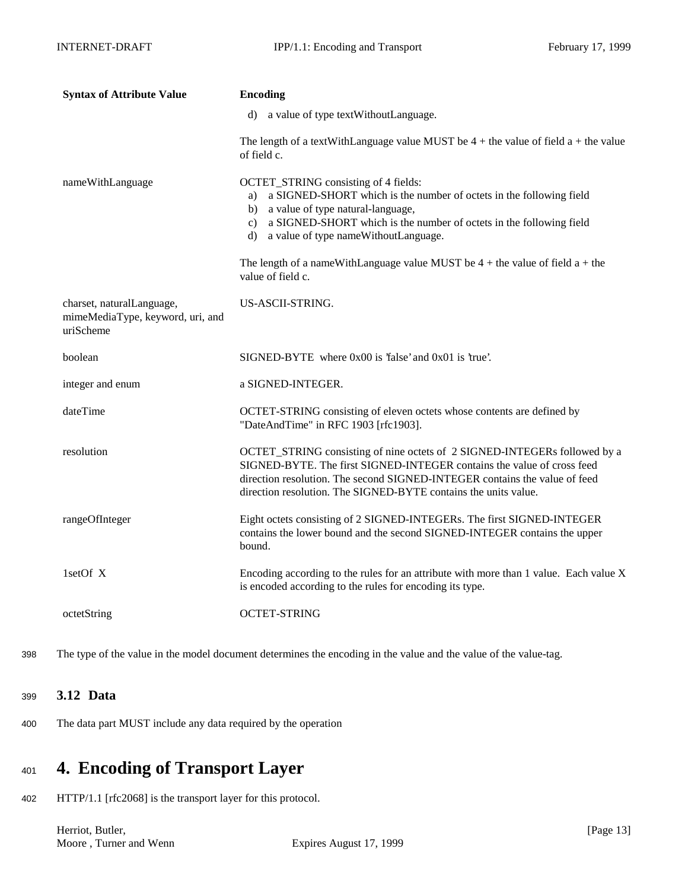| Syntax of Attribute Value | Encoding |
| --- | --- |
| | d) a value of type textWithoutLanguage.<br><br>The length of a textWithLanguage value MUST be 4 + the value of field a + the value of field c. |
| nameWithLanguage | OCTET_STRING consisting of 4 fields:<br>a) a SIGNED-SHORT which is the number of octets in the following field<br>b) a value of type natural-language,<br>c) a SIGNED-SHORT which is the number of octets in the following field<br>d) a value of type nameWithoutLanguage.<br><br>The length of a nameWithLanguage value MUST be 4 + the value of field a + the value of field c. |
| charset, naturalLanguage, mimeMediaType, keyword, uri, and uriScheme | US-ASCII-STRING. |
| boolean | SIGNED-BYTE where 0x00 is 'false' and 0x01 is 'true'. |
| integer and enum | a SIGNED-INTEGER. |
| dateTime | OCTET-STRING consisting of eleven octets whose contents are defined by "DateAndTime" in RFC 1903 [rfc1903]. |
| resolution | OCTET_STRING consisting of nine octets of 2 SIGNED-INTEGERs followed by a SIGNED-BYTE. The first SIGNED-INTEGER contains the value of cross feed direction resolution. The second SIGNED-INTEGER contains the value of feed direction resolution. The SIGNED-BYTE contains the units value. |
| rangeOfInteger | Eight octets consisting of 2 SIGNED-INTEGERs. The first SIGNED-INTEGER contains the lower bound and the second SIGNED-INTEGER contains the upper bound. |
| 1setOf X | Encoding according to the rules for an attribute with more than 1 value. Each value X is encoded according to the rules for encoding its type. |
| octetString | OCTET-STRING |

The type of the value in the model document determines the encoding in the value and the value of the value-tag.

### 3.12 Data

The data part MUST include any data required by the operation

# 4. Encoding of Transport Layer

HTTP/1.1 [rfc2068] is the transport layer for this protocol.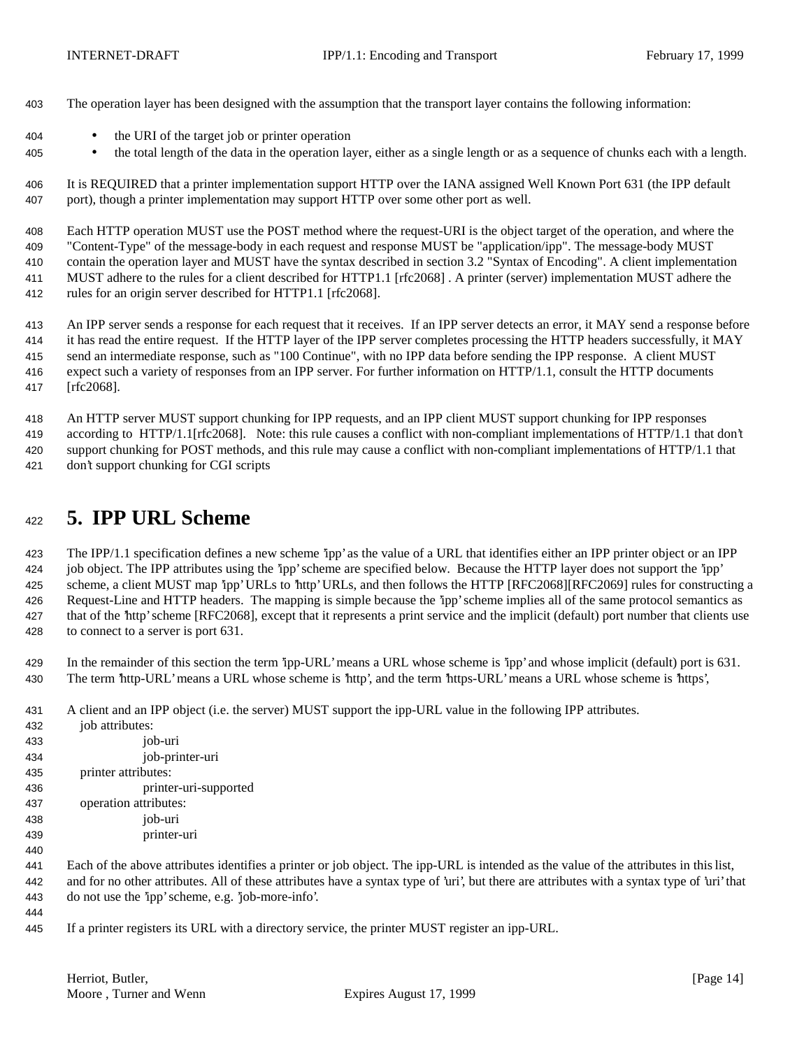The operation layer has been designed with the assumption that the transport layer contains the following information:

- the URI of the target job or printer operation
- the total length of the data in the operation layer, either as a single length or as a sequence of chunks each with a length.

It is REQUIRED that a printer implementation support HTTP over the IANA assigned Well Known Port 631 (the IPP default port), though a printer implementation may support HTTP over some other port as well.

Each HTTP operation MUST use the POST method where the request-URI is the object target of the operation, and where the "Content-Type" of the message-body in each request and response MUST be "application/ipp". The message-body MUST contain the operation layer and MUST have the syntax described in section 3.2 "Syntax of Encoding". A client implementation MUST adhere to the rules for a client described for HTTP1.1 [rfc2068] . A printer (server) implementation MUST adhere the rules for an origin server described for HTTP1.1 [rfc2068].

An IPP server sends a response for each request that it receives. If an IPP server detects an error, it MAY send a response before it has read the entire request. If the HTTP layer of the IPP server completes processing the HTTP headers successfully, it MAY send an intermediate response, such as "100 Continue", with no IPP data before sending the IPP response. A client MUST expect such a variety of responses from an IPP server. For further information on HTTP/1.1, consult the HTTP documents [rfc2068].

An HTTP server MUST support chunking for IPP requests, and an IPP client MUST support chunking for IPP responses according to HTTP/1.1[rfc2068]. Note: this rule causes a conflict with non-compliant implementations of HTTP/1.1 that don't support chunking for POST methods, and this rule may cause a conflict with non-compliant implementations of HTTP/1.1 that don't support chunking for CGI scripts

# 5. IPP URL Scheme

The IPP/1.1 specification defines a new scheme 'ipp' as the value of a URL that identifies either an IPP printer object or an IPP job object. The IPP attributes using the 'ipp' scheme are specified below. Because the HTTP layer does not support the 'ipp' scheme, a client MUST map 'ipp' URLs to 'http' URLs, and then follows the HTTP [RFC2068][RFC2069] rules for constructing a Request-Line and HTTP headers. The mapping is simple because the 'ipp' scheme implies all of the same protocol semantics as that of the 'http' scheme [RFC2068], except that it represents a print service and the implicit (default) port number that clients use to connect to a server is port 631.

In the remainder of this section the term 'ipp-URL' means a URL whose scheme is 'ipp' and whose implicit (default) port is 631. The term 'http-URL' means a URL whose scheme is 'http', and the term 'https-URL' means a URL whose scheme is 'https',

A client and an IPP object (i.e. the server) MUST support the ipp-URL value in the following IPP attributes.

```
   job attributes:
                 job-uri
                 job-printer-uri
   printer attributes:
                 printer-uri-supported
   operation attributes:
                 job-uri
                 printer-uri
```

Each of the above attributes identifies a printer or job object. The ipp-URL is intended as the value of the attributes in this list, and for no other attributes. All of these attributes have a syntax type of 'uri', but there are attributes with a syntax type of 'uri' that do not use the 'ipp' scheme, e.g. 'job-more-info'.

If a printer registers its URL with a directory service, the printer MUST register an ipp-URL.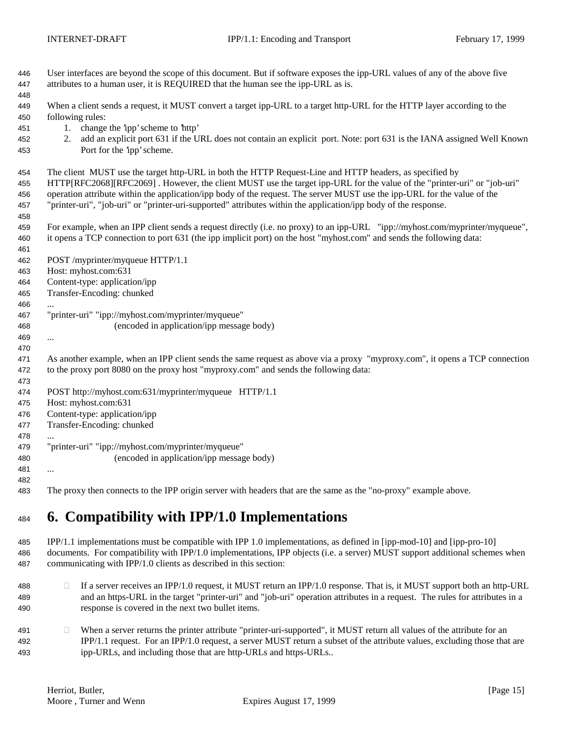User interfaces are beyond the scope of this document. But if software exposes the ipp-URL values of any of the above five attributes to a human user, it is REQUIRED that the human see the ipp-URL as is.

When a client sends a request, it MUST convert a target ipp-URL to a target http-URL for the HTTP layer according to the following rules:

1. change the 'ipp' scheme to 'http'
2. add an explicit port 631 if the URL does not contain an explicit port. Note: port 631 is the IANA assigned Well Known Port for the 'ipp' scheme.

The client MUST use the target http-URL in both the HTTP Request-Line and HTTP headers, as specified by HTTP[RFC2068][RFC2069] . However, the client MUST use the target ipp-URL for the value of the "printer-uri" or "job-uri" operation attribute within the application/ipp body of the request. The server MUST use the ipp-URL for the value of the "printer-uri", "job-uri" or "printer-uri-supported" attributes within the application/ipp body of the response.

For example, when an IPP client sends a request directly (i.e. no proxy) to an ipp-URL "ipp://myhost.com/myprinter/myqueue", it opens a TCP connection to port 631 (the ipp implicit port) on the host "myhost.com" and sends the following data:

```
POST /myprinter/myqueue HTTP/1.1
Host: myhost.com:631
Content-type: application/ipp
Transfer-Encoding: chunked
...
"printer-uri" "ipp://myhost.com/myprinter/myqueue"
                    (encoded in application/ipp message body)
...
```

As another example, when an IPP client sends the same request as above via a proxy "myproxy.com", it opens a TCP connection to the proxy port 8080 on the proxy host "myproxy.com" and sends the following data:

```
POST http://myhost.com:631/myprinter/myqueue   HTTP/1.1
Host: myhost.com:631
Content-type: application/ipp
Transfer-Encoding: chunked
...
"printer-uri" "ipp://myhost.com/myprinter/myqueue"
                    (encoded in application/ipp message body)
...
```

The proxy then connects to the IPP origin server with headers that are the same as the "no-proxy" example above.

# 6. Compatibility with IPP/1.0 Implementations

IPP/1.1 implementations must be compatible with IPP 1.0 implementations, as defined in [ipp-mod-10] and [ipp-pro-10] documents. For compatibility with IPP/1.0 implementations, IPP objects (i.e. a server) MUST support additional schemes when communicating with IPP/1.0 clients as described in this section:

- If a server receives an IPP/1.0 request, it MUST return an IPP/1.0 response. That is, it MUST support both an http-URL and an https-URL in the target "printer-uri" and "job-uri" operation attributes in a request. The rules for attributes in a response is covered in the next two bullet items.

- When a server returns the printer attribute "printer-uri-supported", it MUST return all values of the attribute for an IPP/1.1 request. For an IPP/1.0 request, a server MUST return a subset of the attribute values, excluding those that are ipp-URLs, and including those that are http-URLs and https-URLs..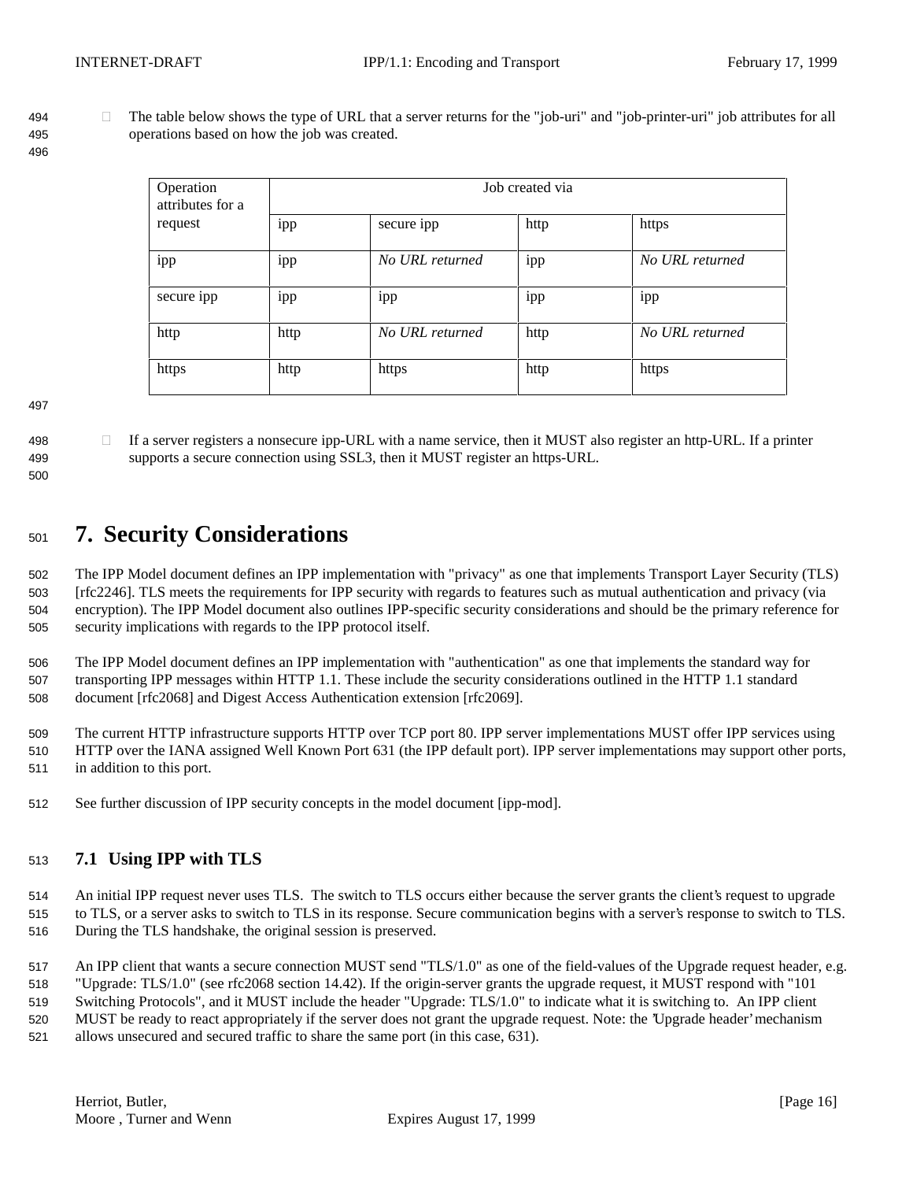- The table below shows the type of URL that a server returns for the "job-uri" and "job-printer-uri" job attributes for all operations based on how the job was created.

| Operation attributes for a request | Job created via | | | |
|---|---|---|---|---|
| | ipp | secure ipp | http | https |
| ipp | ipp | *No URL returned* | ipp | *No URL returned* |
| secure ipp | ipp | ipp | ipp | ipp |
| http | http | *No URL returned* | http | *No URL returned* |
| https | http | https | http | https |

- If a server registers a nonsecure ipp-URL with a name service, then it MUST also register an http-URL. If a printer supports a secure connection using SSL3, then it MUST register an https-URL.

# 7. Security Considerations

The IPP Model document defines an IPP implementation with "privacy" as one that implements Transport Layer Security (TLS) [rfc2246]. TLS meets the requirements for IPP security with regards to features such as mutual authentication and privacy (via encryption). The IPP Model document also outlines IPP-specific security considerations and should be the primary reference for security implications with regards to the IPP protocol itself.

The IPP Model document defines an IPP implementation with "authentication" as one that implements the standard way for transporting IPP messages within HTTP 1.1. These include the security considerations outlined in the HTTP 1.1 standard document [rfc2068] and Digest Access Authentication extension [rfc2069].

The current HTTP infrastructure supports HTTP over TCP port 80. IPP server implementations MUST offer IPP services using HTTP over the IANA assigned Well Known Port 631 (the IPP default port). IPP server implementations may support other ports, in addition to this port.

See further discussion of IPP security concepts in the model document [ipp-mod].

## 7.1 Using IPP with TLS

An initial IPP request never uses TLS. The switch to TLS occurs either because the server grants the client's request to upgrade to TLS, or a server asks to switch to TLS in its response. Secure communication begins with a server's response to switch to TLS. During the TLS handshake, the original session is preserved.

An IPP client that wants a secure connection MUST send "TLS/1.0" as one of the field-values of the Upgrade request header, e.g. "Upgrade: TLS/1.0" (see rfc2068 section 14.42). If the origin-server grants the upgrade request, it MUST respond with "101 Switching Protocols", and it MUST include the header "Upgrade: TLS/1.0" to indicate what it is switching to. An IPP client MUST be ready to react appropriately if the server does not grant the upgrade request. Note: the 'Upgrade header' mechanism allows unsecured and secured traffic to share the same port (in this case, 631).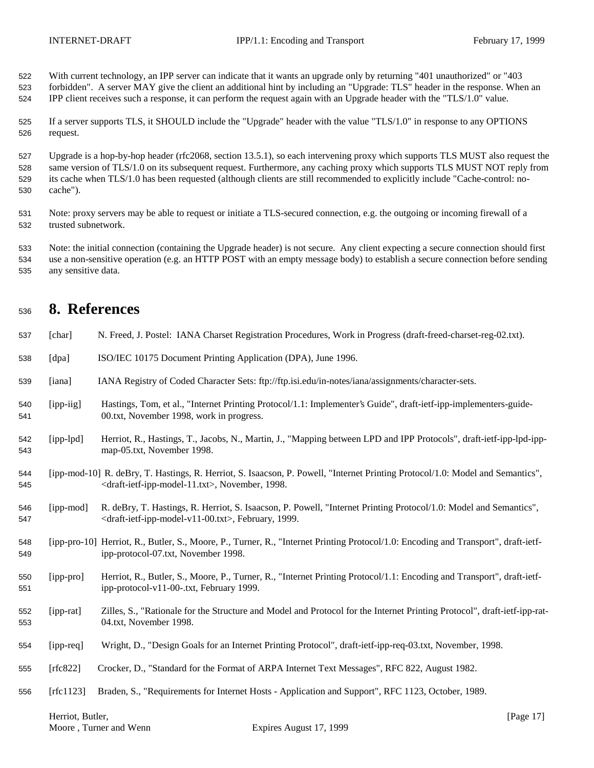With current technology, an IPP server can indicate that it wants an upgrade only by returning "401 unauthorized" or "403 forbidden". A server MAY give the client an additional hint by including an "Upgrade: TLS" header in the response. When an IPP client receives such a response, it can perform the request again with an Upgrade header with the "TLS/1.0" value.

If a server supports TLS, it SHOULD include the "Upgrade" header with the value "TLS/1.0" in response to any OPTIONS request.

Upgrade is a hop-by-hop header (rfc2068, section 13.5.1), so each intervening proxy which supports TLS MUST also request the same version of TLS/1.0 on its subsequent request. Furthermore, any caching proxy which supports TLS MUST NOT reply from its cache when TLS/1.0 has been requested (although clients are still recommended to explicitly include "Cache-control: no-cache").

Note: proxy servers may be able to request or initiate a TLS-secured connection, e.g. the outgoing or incoming firewall of a trusted subnetwork.

Note: the initial connection (containing the Upgrade header) is not secure. Any client expecting a secure connection should first use a non-sensitive operation (e.g. an HTTP POST with an empty message body) to establish a secure connection before sending any sensitive data.

# 8. References

[char] N. Freed, J. Postel: IANA Charset Registration Procedures, Work in Progress (draft-freed-charset-reg-02.txt).

[dpa] ISO/IEC 10175 Document Printing Application (DPA), June 1996.

[iana] IANA Registry of Coded Character Sets: ftp://ftp.isi.edu/in-notes/iana/assignments/character-sets.

[ipp-iig] Hastings, Tom, et al., "Internet Printing Protocol/1.1: Implementer's Guide", draft-ietf-ipp-implementers-guide-00.txt, November 1998, work in progress.

[ipp-lpd] Herriot, R., Hastings, T., Jacobs, N., Martin, J., "Mapping between LPD and IPP Protocols", draft-ietf-ipp-lpd-ipp-map-05.txt, November 1998.

[ipp-mod-10] R. deBry, T. Hastings, R. Herriot, S. Isaacson, P. Powell, "Internet Printing Protocol/1.0: Model and Semantics", <draft-ietf-ipp-model-11.txt>, November, 1998.

[ipp-mod] R. deBry, T. Hastings, R. Herriot, S. Isaacson, P. Powell, "Internet Printing Protocol/1.0: Model and Semantics", <draft-ietf-ipp-model-v11-00.txt>, February, 1999.

[ipp-pro-10] Herriot, R., Butler, S., Moore, P., Turner, R., "Internet Printing Protocol/1.0: Encoding and Transport", draft-ietf-ipp-protocol-07.txt, November 1998.

[ipp-pro] Herriot, R., Butler, S., Moore, P., Turner, R., "Internet Printing Protocol/1.1: Encoding and Transport", draft-ietf-ipp-protocol-v11-00-.txt, February 1999.

[ipp-rat] Zilles, S., "Rationale for the Structure and Model and Protocol for the Internet Printing Protocol", draft-ietf-ipp-rat-04.txt, November 1998.

[ipp-req] Wright, D., "Design Goals for an Internet Printing Protocol", draft-ietf-ipp-req-03.txt, November, 1998.

[rfc822] Crocker, D., "Standard for the Format of ARPA Internet Text Messages", RFC 822, August 1982.

[rfc1123] Braden, S., "Requirements for Internet Hosts - Application and Support", RFC 1123, October, 1989.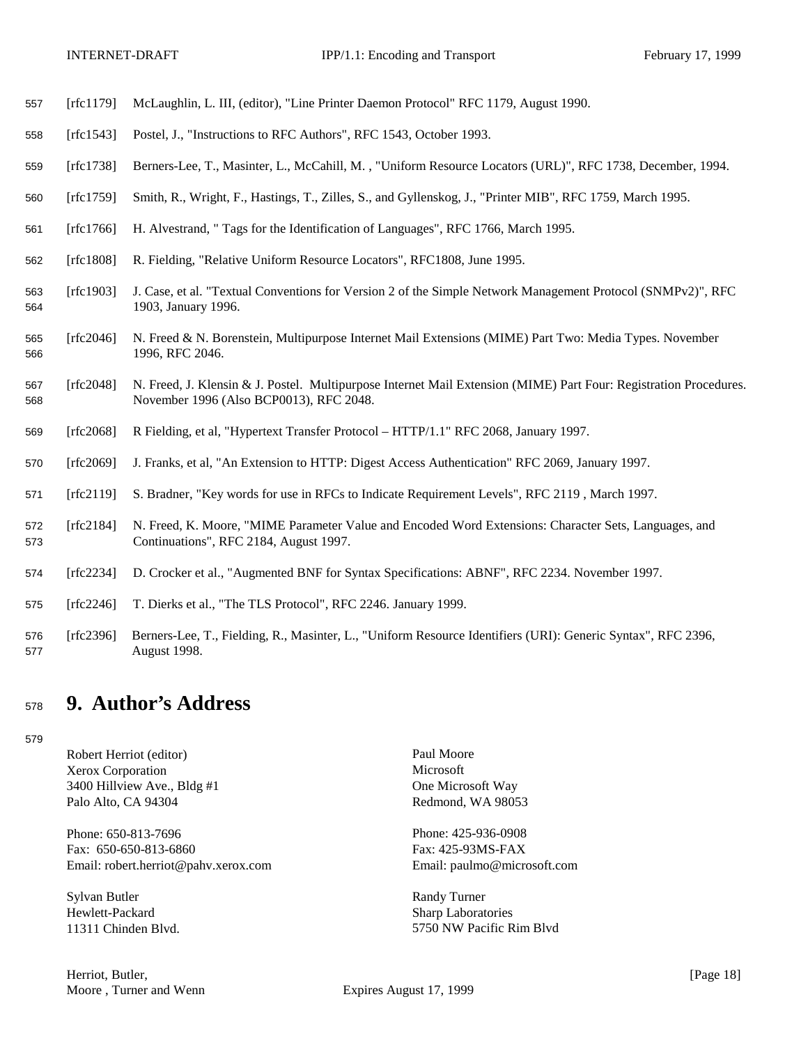[rfc1179] McLaughlin, L. III, (editor), "Line Printer Daemon Protocol" RFC 1179, August 1990.

[rfc1543] Postel, J., "Instructions to RFC Authors", RFC 1543, October 1993.

[rfc1738] Berners-Lee, T., Masinter, L., McCahill, M. , "Uniform Resource Locators (URL)", RFC 1738, December, 1994.

[rfc1759] Smith, R., Wright, F., Hastings, T., Zilles, S., and Gyllenskog, J., "Printer MIB", RFC 1759, March 1995.

[rfc1766] H. Alvestrand, " Tags for the Identification of Languages", RFC 1766, March 1995.

[rfc1808] R. Fielding, "Relative Uniform Resource Locators", RFC1808, June 1995.

[rfc1903] J. Case, et al. "Textual Conventions for Version 2 of the Simple Network Management Protocol (SNMPv2)", RFC 1903, January 1996.

[rfc2046] N. Freed & N. Borenstein, Multipurpose Internet Mail Extensions (MIME) Part Two: Media Types. November 1996, RFC 2046.

[rfc2048] N. Freed, J. Klensin & J. Postel. Multipurpose Internet Mail Extension (MIME) Part Four: Registration Procedures. November 1996 (Also BCP0013), RFC 2048.

[rfc2068] R Fielding, et al, "Hypertext Transfer Protocol – HTTP/1.1" RFC 2068, January 1997.

[rfc2069] J. Franks, et al, "An Extension to HTTP: Digest Access Authentication" RFC 2069, January 1997.

[rfc2119] S. Bradner, "Key words for use in RFCs to Indicate Requirement Levels", RFC 2119 , March 1997.

[rfc2184] N. Freed, K. Moore, "MIME Parameter Value and Encoded Word Extensions: Character Sets, Languages, and Continuations", RFC 2184, August 1997.

[rfc2234] D. Crocker et al., "Augmented BNF for Syntax Specifications: ABNF", RFC 2234. November 1997.

[rfc2246] T. Dierks et al., "The TLS Protocol", RFC 2246. January 1999.

[rfc2396] Berners-Lee, T., Fielding, R., Masinter, L., "Uniform Resource Identifiers (URI): Generic Syntax", RFC 2396, August 1998.

# 9. Author's Address

Robert Herriot (editor)
Xerox Corporation
3400 Hillview Ave., Bldg #1
Palo Alto, CA 94304

Phone: 650-813-7696
Fax: 650-650-813-6860
Email: robert.herriot@pahv.xerox.com

Paul Moore
Microsoft
One Microsoft Way
Redmond, WA 98053

Phone: 425-936-0908
Fax: 425-93MS-FAX
Email: paulmo@microsoft.com

Sylvan Butler
Hewlett-Packard
11311 Chinden Blvd.

Randy Turner
Sharp Laboratories
5750 NW Pacific Rim Blvd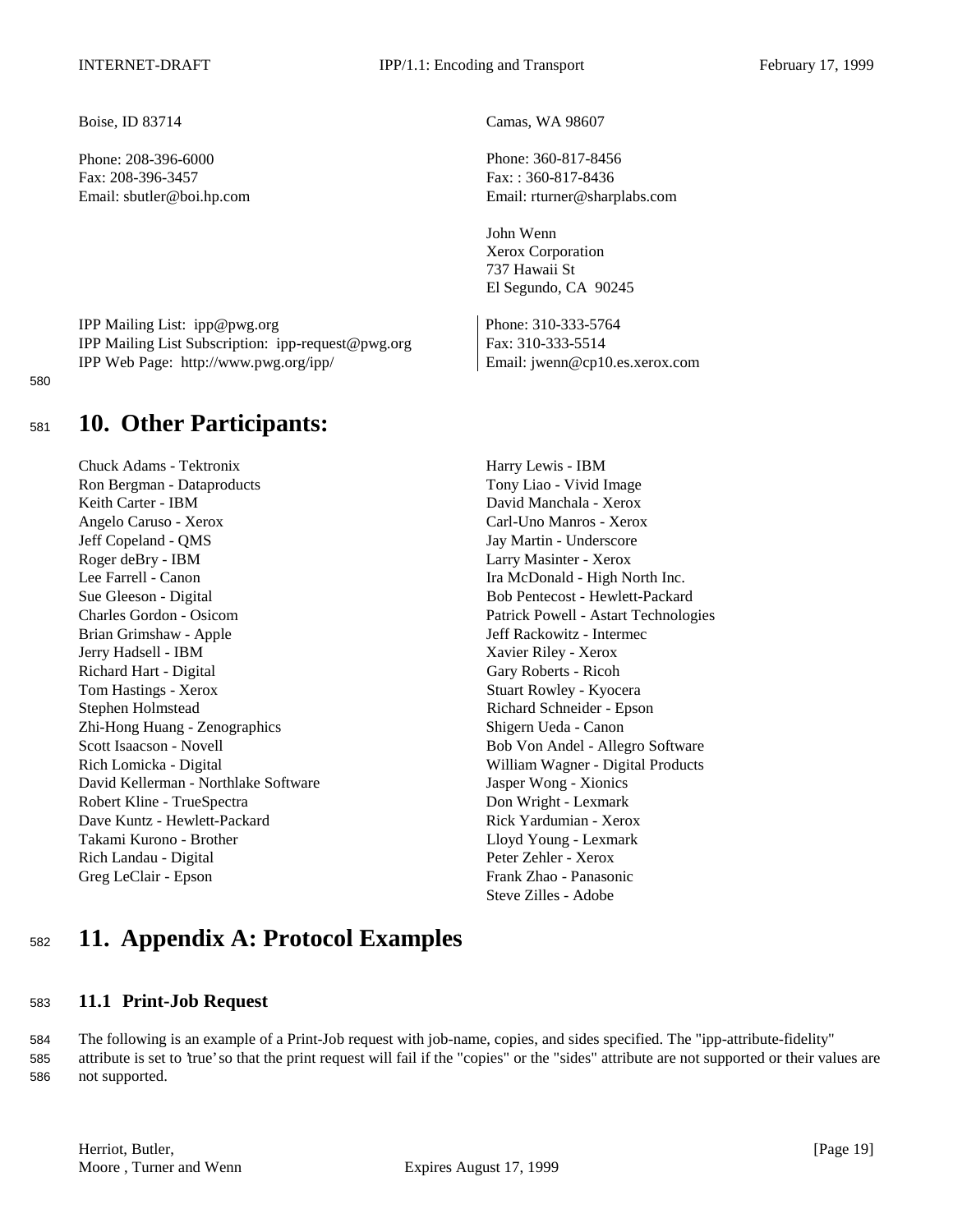Boise, ID 83714

Phone: 208-396-6000
Fax: 208-396-3457
Email: sbutler@boi.hp.com

Camas, WA 98607

Phone: 360-817-8456
Fax: : 360-817-8436
Email: rturner@sharplabs.com

John Wenn
Xerox Corporation
737 Hawaii St
El Segundo, CA 90245

Phone: 310-333-5764
Fax: 310-333-5514
Email: jwenn@cp10.es.xerox.com

IPP Mailing List: ipp@pwg.org
IPP Mailing List Subscription: ipp-request@pwg.org
IPP Web Page: http://www.pwg.org/ipp/

# 10. Other Participants:

Chuck Adams - Tektronix
Ron Bergman - Dataproducts
Keith Carter - IBM
Angelo Caruso - Xerox
Jeff Copeland - QMS
Roger deBry - IBM
Lee Farrell - Canon
Sue Gleeson - Digital
Charles Gordon - Osicom
Brian Grimshaw - Apple
Jerry Hadsell - IBM
Richard Hart - Digital
Tom Hastings - Xerox
Stephen Holmstead
Zhi-Hong Huang - Zenographics
Scott Isaacson - Novell
Rich Lomicka - Digital
David Kellerman - Northlake Software
Robert Kline - TrueSpectra
Dave Kuntz - Hewlett-Packard
Takami Kurono - Brother
Rich Landau - Digital
Greg LeClair - Epson
Harry Lewis - IBM
Tony Liao - Vivid Image
David Manchala - Xerox
Carl-Uno Manros - Xerox
Jay Martin - Underscore
Larry Masinter - Xerox
Ira McDonald - High North Inc.
Bob Pentecost - Hewlett-Packard
Patrick Powell - Astart Technologies
Jeff Rackowitz - Intermec
Xavier Riley - Xerox
Gary Roberts - Ricoh
Stuart Rowley - Kyocera
Richard Schneider - Epson
Shigern Ueda - Canon
Bob Von Andel - Allegro Software
William Wagner - Digital Products
Jasper Wong - Xionics
Don Wright - Lexmark
Rick Yardumian - Xerox
Lloyd Young - Lexmark
Peter Zehler - Xerox
Frank Zhao - Panasonic
Steve Zilles - Adobe

# 11. Appendix A: Protocol Examples

## 11.1 Print-Job Request

The following is an example of a Print-Job request with job-name, copies, and sides specified. The "ipp-attribute-fidelity" attribute is set to 'true' so that the print request will fail if the "copies" or the "sides" attribute are not supported or their values are not supported.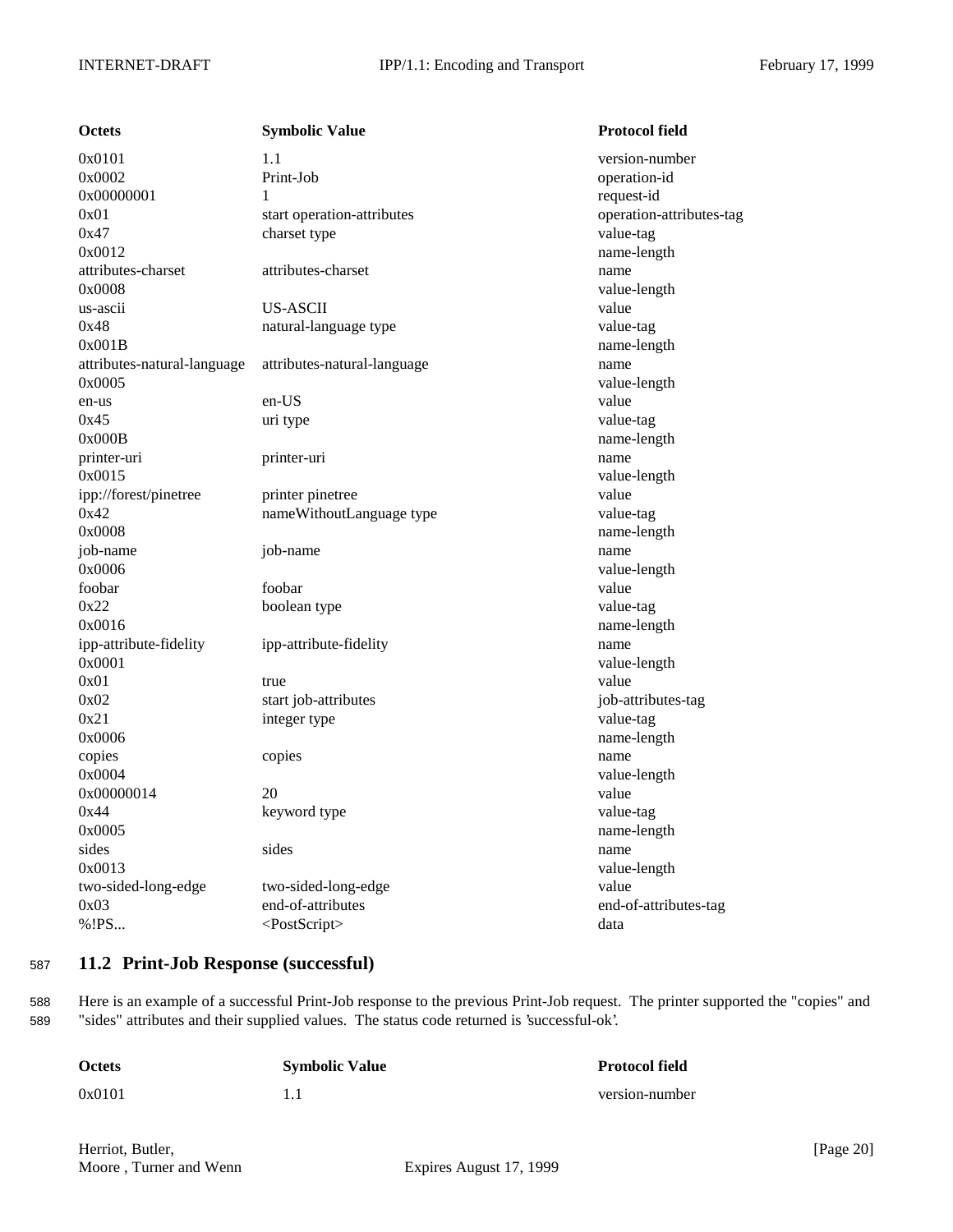| Octets | Symbolic Value | Protocol field |
|---|---|---|
| 0x0101 | 1.1 | version-number |
| 0x0002 | Print-Job | operation-id |
| 0x00000001 | 1 | request-id |
| 0x01 | start operation-attributes | operation-attributes-tag |
| 0x47 | charset type | value-tag |
| 0x0012 | | name-length |
| attributes-charset | attributes-charset | name |
| 0x0008 | | value-length |
| us-ascii | US-ASCII | value |
| 0x48 | natural-language type | value-tag |
| 0x001B | | name-length |
| attributes-natural-language | attributes-natural-language | name |
| 0x0005 | | value-length |
| en-us | en-US | value |
| 0x45 | uri type | value-tag |
| 0x000B | | name-length |
| printer-uri | printer-uri | name |
| 0x0015 | | value-length |
| ipp://forest/pinetree | printer pinetree | value |
| 0x42 | nameWithoutLanguage type | value-tag |
| 0x0008 | | name-length |
| job-name | job-name | name |
| 0x0006 | | value-length |
| foobar | foobar | value |
| 0x22 | boolean type | value-tag |
| 0x0016 | | name-length |
| ipp-attribute-fidelity | ipp-attribute-fidelity | name |
| 0x0001 | | value-length |
| 0x01 | true | value |
| 0x02 | start job-attributes | job-attributes-tag |
| 0x21 | integer type | value-tag |
| 0x0006 | | name-length |
| copies | copies | name |
| 0x0004 | | value-length |
| 0x00000014 | 20 | value |
| 0x44 | keyword type | value-tag |
| 0x0005 | | name-length |
| sides | sides | name |
| 0x0013 | | value-length |
| two-sided-long-edge | two-sided-long-edge | value |
| 0x03 | end-of-attributes | end-of-attributes-tag |
| %!PS... | <PostScript> | data |

## 11.2 Print-Job Response (successful)

Here is an example of a successful Print-Job response to the previous Print-Job request. The printer supported the "copies" and "sides" attributes and their supplied values. The status code returned is 'successful-ok'.

| Octets | Symbolic Value | Protocol field |
|---|---|---|
| 0x0101 | 1.1 | version-number |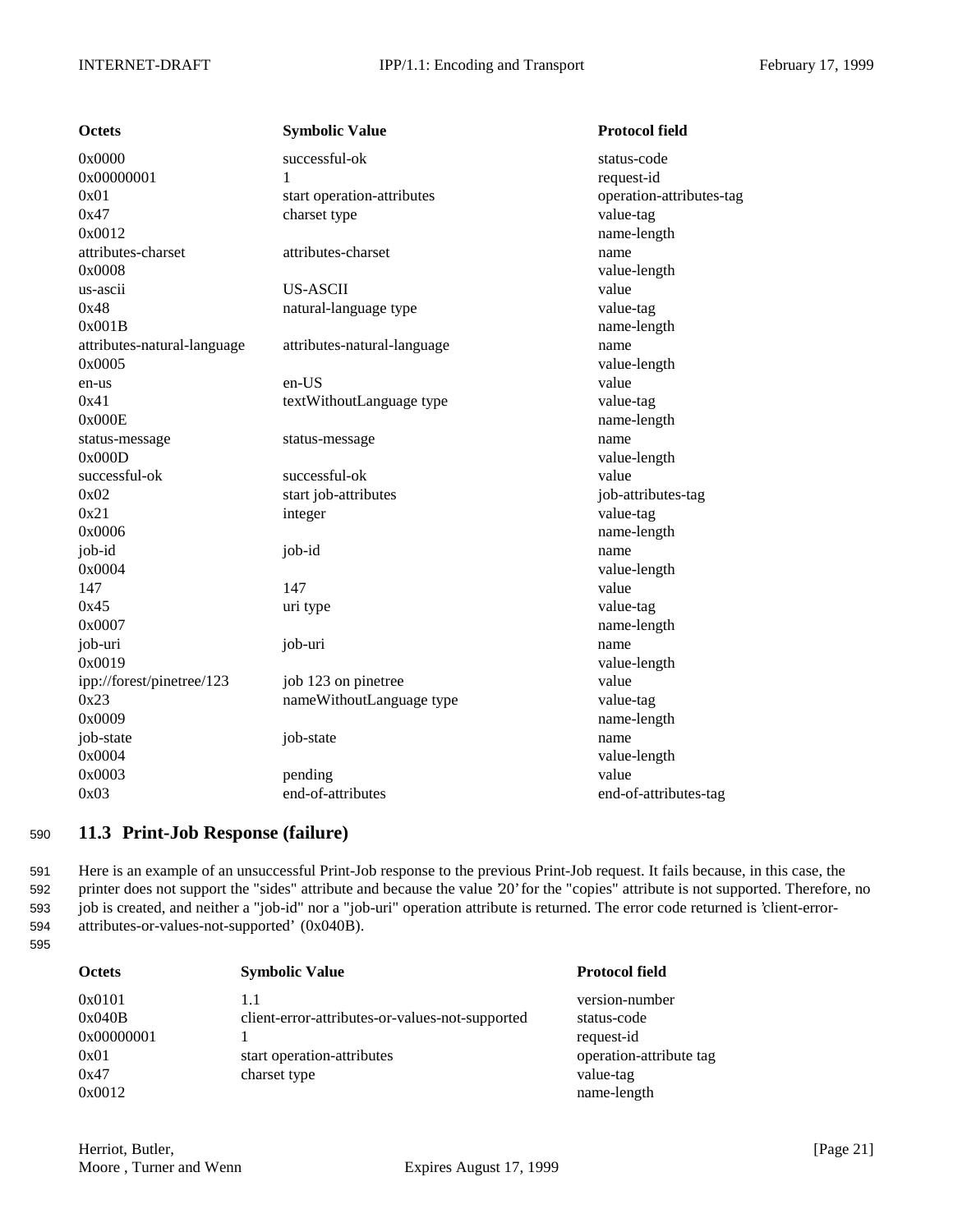| Octets | Symbolic Value | Protocol field |
| --- | --- | --- |
| 0x0000 | successful-ok | status-code |
| 0x00000001 | 1 | request-id |
| 0x01 | start operation-attributes | operation-attributes-tag |
| 0x47 | charset type | value-tag |
| 0x0012 | | name-length |
| attributes-charset | attributes-charset | name |
| 0x0008 | | value-length |
| us-ascii | US-ASCII | value |
| 0x48 | natural-language type | value-tag |
| 0x001B | | name-length |
| attributes-natural-language | attributes-natural-language | name |
| 0x0005 | | value-length |
| en-us | en-US | value |
| 0x41 | textWithoutLanguage type | value-tag |
| 0x000E | | name-length |
| status-message | status-message | name |
| 0x000D | | value-length |
| successful-ok | successful-ok | value |
| 0x02 | start job-attributes | job-attributes-tag |
| 0x21 | integer | value-tag |
| 0x0006 | | name-length |
| job-id | job-id | name |
| 0x0004 | | value-length |
| 147 | 147 | value |
| 0x45 | uri type | value-tag |
| 0x0007 | | name-length |
| job-uri | job-uri | name |
| 0x0019 | | value-length |
| ipp://forest/pinetree/123 | job 123 on pinetree | value |
| 0x23 | nameWithoutLanguage type | value-tag |
| 0x0009 | | name-length |
| job-state | job-state | name |
| 0x0004 | | value-length |
| 0x0003 | pending | value |
| 0x03 | end-of-attributes | end-of-attributes-tag |

## 11.3 Print-Job Response (failure)

Here is an example of an unsuccessful Print-Job response to the previous Print-Job request. It fails because, in this case, the printer does not support the "sides" attribute and because the value '20' for the "copies" attribute is not supported. Therefore, no job is created, and neither a "job-id" nor a "job-uri" operation attribute is returned. The error code returned is 'client-error-attributes-or-values-not-supported' (0x040B).

| Octets | Symbolic Value | Protocol field |
| --- | --- | --- |
| 0x0101 | 1.1 | version-number |
| 0x040B | client-error-attributes-or-values-not-supported | status-code |
| 0x00000001 | 1 | request-id |
| 0x01 | start operation-attributes | operation-attribute tag |
| 0x47 | charset type | value-tag |
| 0x0012 | | name-length |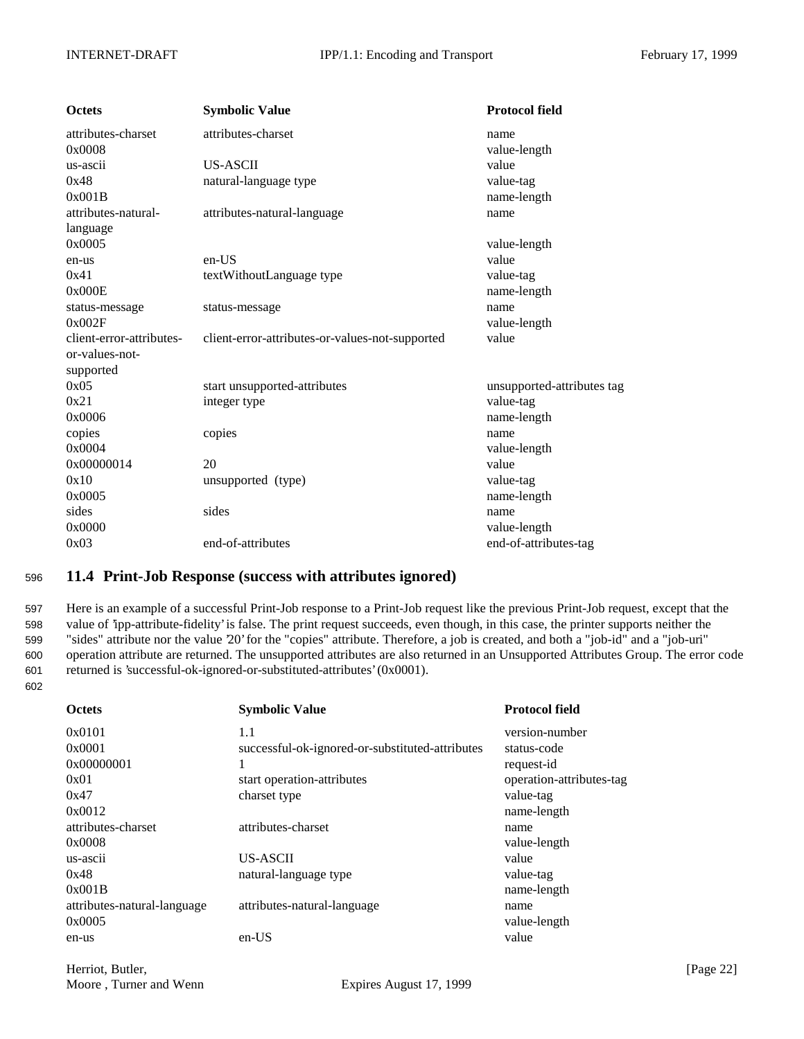| Octets | Symbolic Value | Protocol field |
|---|---|---|
| attributes-charset | attributes-charset | name |
| 0x0008 | | value-length |
| us-ascii | US-ASCII | value |
| 0x48 | natural-language type | value-tag |
| 0x001B | | name-length |
| attributes-natural-language | attributes-natural-language | name |
| 0x0005 | | value-length |
| en-us | en-US | value |
| 0x41 | textWithoutLanguage type | value-tag |
| 0x000E | | name-length |
| status-message | status-message | name |
| 0x002F | | value-length |
| client-error-attributes-or-values-not-supported | client-error-attributes-or-values-not-supported | value |
| 0x05 | start unsupported-attributes | unsupported-attributes tag |
| 0x21 | integer type | value-tag |
| 0x0006 | | name-length |
| copies | copies | name |
| 0x0004 | | value-length |
| 0x00000014 | 20 | value |
| 0x10 | unsupported (type) | value-tag |
| 0x0005 | | name-length |
| sides | sides | name |
| 0x0000 | | value-length |
| 0x03 | end-of-attributes | end-of-attributes-tag |

## 11.4 Print-Job Response (success with attributes ignored)

Here is an example of a successful Print-Job response to a Print-Job request like the previous Print-Job request, except that the value of 'ipp-attribute-fidelity' is false. The print request succeeds, even though, in this case, the printer supports neither the "sides" attribute nor the value '20' for the "copies" attribute. Therefore, a job is created, and both a "job-id" and a "job-uri" operation attribute are returned. The unsupported attributes are also returned in an Unsupported Attributes Group. The error code returned is 'successful-ok-ignored-or-substituted-attributes' (0x0001).

| Octets | Symbolic Value | Protocol field |
|---|---|---|
| 0x0101 | 1.1 | version-number |
| 0x0001 | successful-ok-ignored-or-substituted-attributes | status-code |
| 0x00000001 | 1 | request-id |
| 0x01 | start operation-attributes | operation-attributes-tag |
| 0x47 | charset type | value-tag |
| 0x0012 | | name-length |
| attributes-charset | attributes-charset | name |
| 0x0008 | | value-length |
| us-ascii | US-ASCII | value |
| 0x48 | natural-language type | value-tag |
| 0x001B | | name-length |
| attributes-natural-language | attributes-natural-language | name |
| 0x0005 | | value-length |
| en-us | en-US | value |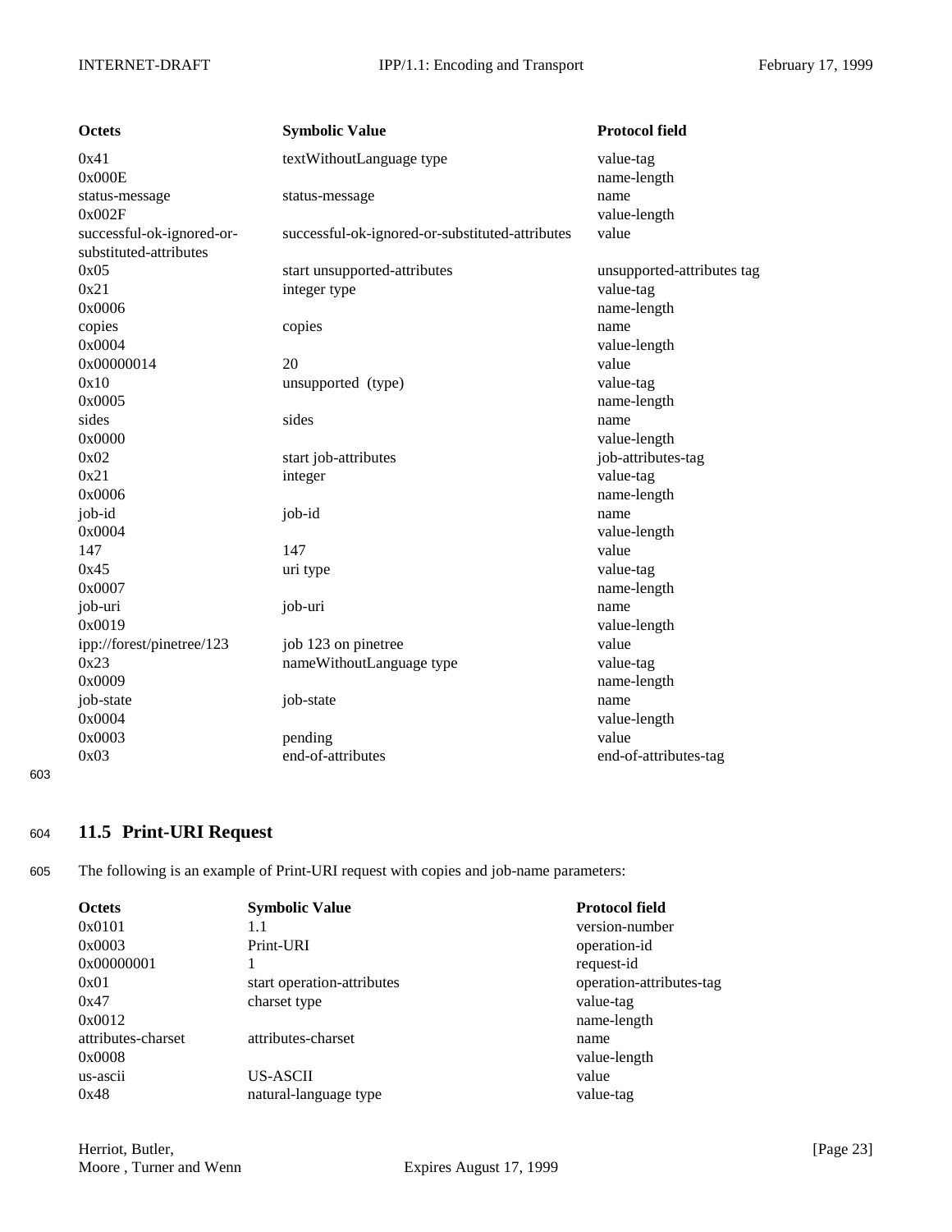| Octets | Symbolic Value | Protocol field |
|---|---|---|
| 0x41 | textWithoutLanguage type | value-tag |
| 0x000E | | name-length |
| status-message | status-message | name |
| 0x002F | | value-length |
| successful-ok-ignored-or-substituted-attributes | successful-ok-ignored-or-substituted-attributes | value |
| 0x05 | start unsupported-attributes | unsupported-attributes tag |
| 0x21 | integer type | value-tag |
| 0x0006 | | name-length |
| copies | copies | name |
| 0x0004 | | value-length |
| 0x00000014 | 20 | value |
| 0x10 | unsupported (type) | value-tag |
| 0x0005 | | name-length |
| sides | sides | name |
| 0x0000 | | value-length |
| 0x02 | start job-attributes | job-attributes-tag |
| 0x21 | integer | value-tag |
| 0x0006 | | name-length |
| job-id | job-id | name |
| 0x0004 | | value-length |
| 147 | 147 | value |
| 0x45 | uri type | value-tag |
| 0x0007 | | name-length |
| job-uri | job-uri | name |
| 0x0019 | | value-length |
| ipp://forest/pinetree/123 | job 123 on pinetree | value |
| 0x23 | nameWithoutLanguage type | value-tag |
| 0x0009 | | name-length |
| job-state | job-state | name |
| 0x0004 | | value-length |
| 0x0003 | pending | value |
| 0x03 | end-of-attributes | end-of-attributes-tag |

## 11.5 Print-URI Request

The following is an example of Print-URI request with copies and job-name parameters:

| Octets | Symbolic Value | Protocol field |
|---|---|---|
| 0x0101 | 1.1 | version-number |
| 0x0003 | Print-URI | operation-id |
| 0x00000001 | 1 | request-id |
| 0x01 | start operation-attributes | operation-attributes-tag |
| 0x47 | charset type | value-tag |
| 0x0012 | | name-length |
| attributes-charset | attributes-charset | name |
| 0x0008 | | value-length |
| us-ascii | US-ASCII | value |
| 0x48 | natural-language type | value-tag |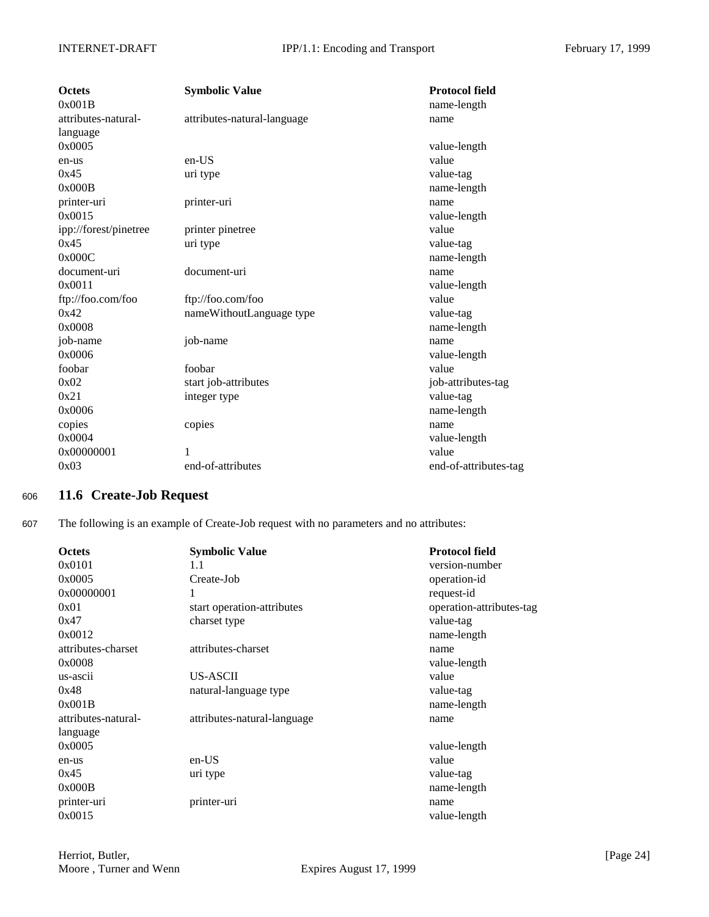| Octets | Symbolic Value | Protocol field |
|---|---|---|
| 0x001B | | name-length |
| attributes-natural-language | attributes-natural-language | name |
| 0x0005 | | value-length |
| en-us | en-US | value |
| 0x45 | uri type | value-tag |
| 0x000B | | name-length |
| printer-uri | printer-uri | name |
| 0x0015 | | value-length |
| ipp://forest/pinetree | printer pinetree | value |
| 0x45 | uri type | value-tag |
| 0x000C | | name-length |
| document-uri | document-uri | name |
| 0x0011 | | value-length |
| ftp://foo.com/foo | ftp://foo.com/foo | value |
| 0x42 | nameWithoutLanguage type | value-tag |
| 0x0008 | | name-length |
| job-name | job-name | name |
| 0x0006 | | value-length |
| foobar | foobar | value |
| 0x02 | start job-attributes | job-attributes-tag |
| 0x21 | integer type | value-tag |
| 0x0006 | | name-length |
| copies | copies | name |
| 0x0004 | | value-length |
| 0x00000001 | 1 | value |
| 0x03 | end-of-attributes | end-of-attributes-tag |

## 11.6 Create-Job Request

The following is an example of Create-Job request with no parameters and no attributes:

| Octets | Symbolic Value | Protocol field |
|---|---|---|
| 0x0101 | 1.1 | version-number |
| 0x0005 | Create-Job | operation-id |
| 0x00000001 | 1 | request-id |
| 0x01 | start operation-attributes | operation-attributes-tag |
| 0x47 | charset type | value-tag |
| 0x0012 | | name-length |
| attributes-charset | attributes-charset | name |
| 0x0008 | | value-length |
| us-ascii | US-ASCII | value |
| 0x48 | natural-language type | value-tag |
| 0x001B | | name-length |
| attributes-natural-language | attributes-natural-language | name |
| 0x0005 | | value-length |
| en-us | en-US | value |
| 0x45 | uri type | value-tag |
| 0x000B | | name-length |
| printer-uri | printer-uri | name |
| 0x0015 | | value-length |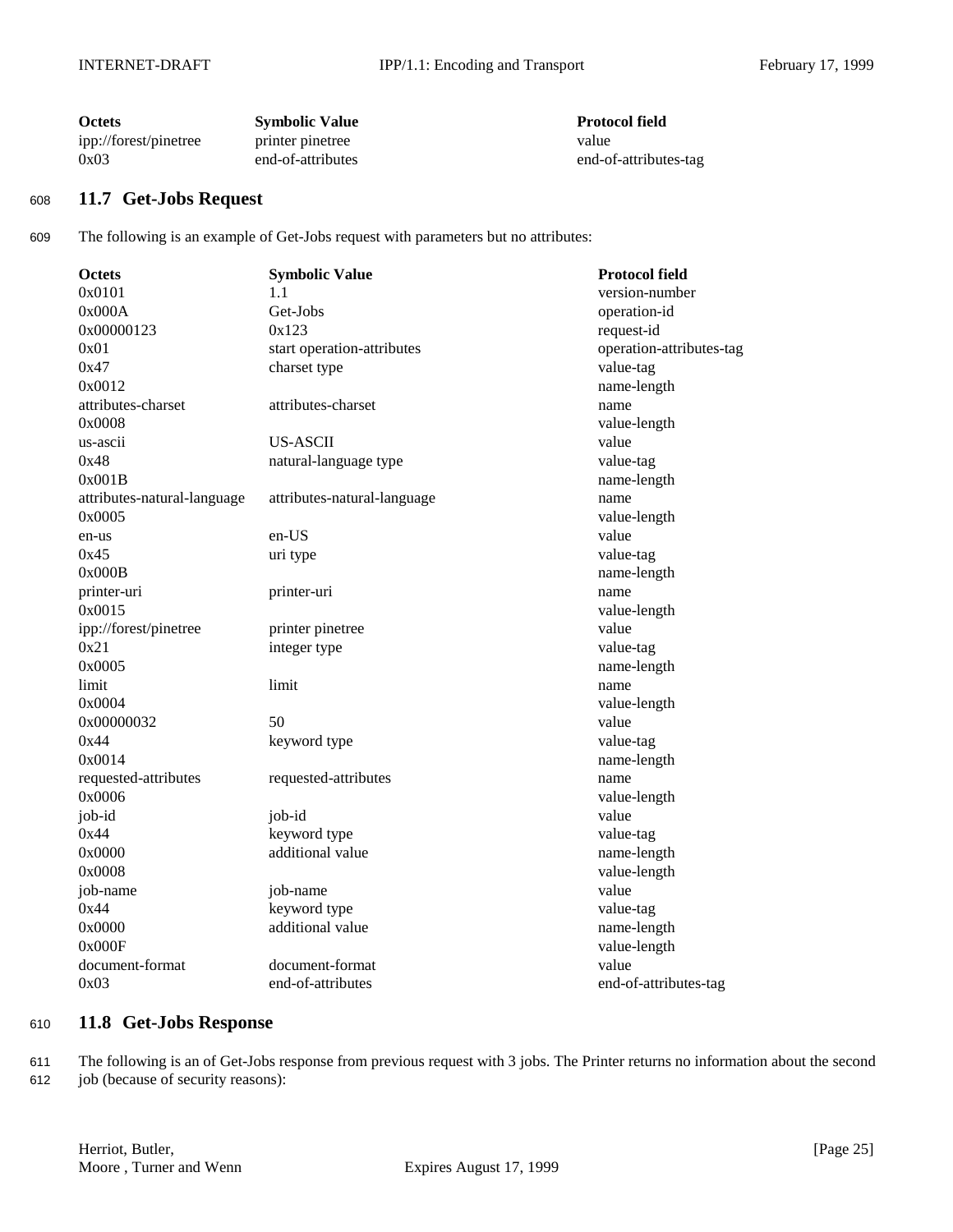| Octets | Symbolic Value | Protocol field |
|---|---|---|
| ipp://forest/pinetree | printer pinetree | value |
| 0x03 | end-of-attributes | end-of-attributes-tag |

## 11.7 Get-Jobs Request

The following is an example of Get-Jobs request with parameters but no attributes:

| Octets | Symbolic Value | Protocol field |
|---|---|---|
| 0x0101 | 1.1 | version-number |
| 0x000A | Get-Jobs | operation-id |
| 0x00000123 | 0x123 | request-id |
| 0x01 | start operation-attributes | operation-attributes-tag |
| 0x47 | charset type | value-tag |
| 0x0012 | | name-length |
| attributes-charset | attributes-charset | name |
| 0x0008 | | value-length |
| us-ascii | US-ASCII | value |
| 0x48 | natural-language type | value-tag |
| 0x001B | | name-length |
| attributes-natural-language | attributes-natural-language | name |
| 0x0005 | | value-length |
| en-us | en-US | value |
| 0x45 | uri type | value-tag |
| 0x000B | | name-length |
| printer-uri | printer-uri | name |
| 0x0015 | | value-length |
| ipp://forest/pinetree | printer pinetree | value |
| 0x21 | integer type | value-tag |
| 0x0005 | | name-length |
| limit | limit | name |
| 0x0004 | | value-length |
| 0x00000032 | 50 | value |
| 0x44 | keyword type | value-tag |
| 0x0014 | | name-length |
| requested-attributes | requested-attributes | name |
| 0x0006 | | value-length |
| job-id | job-id | value |
| 0x44 | keyword type | value-tag |
| 0x0000 | additional value | name-length |
| 0x0008 | | value-length |
| job-name | job-name | value |
| 0x44 | keyword type | value-tag |
| 0x0000 | additional value | name-length |
| 0x000F | | value-length |
| document-format | document-format | value |
| 0x03 | end-of-attributes | end-of-attributes-tag |

## 11.8 Get-Jobs Response

The following is an of Get-Jobs response from previous request with 3 jobs. The Printer returns no information about the second job (because of security reasons):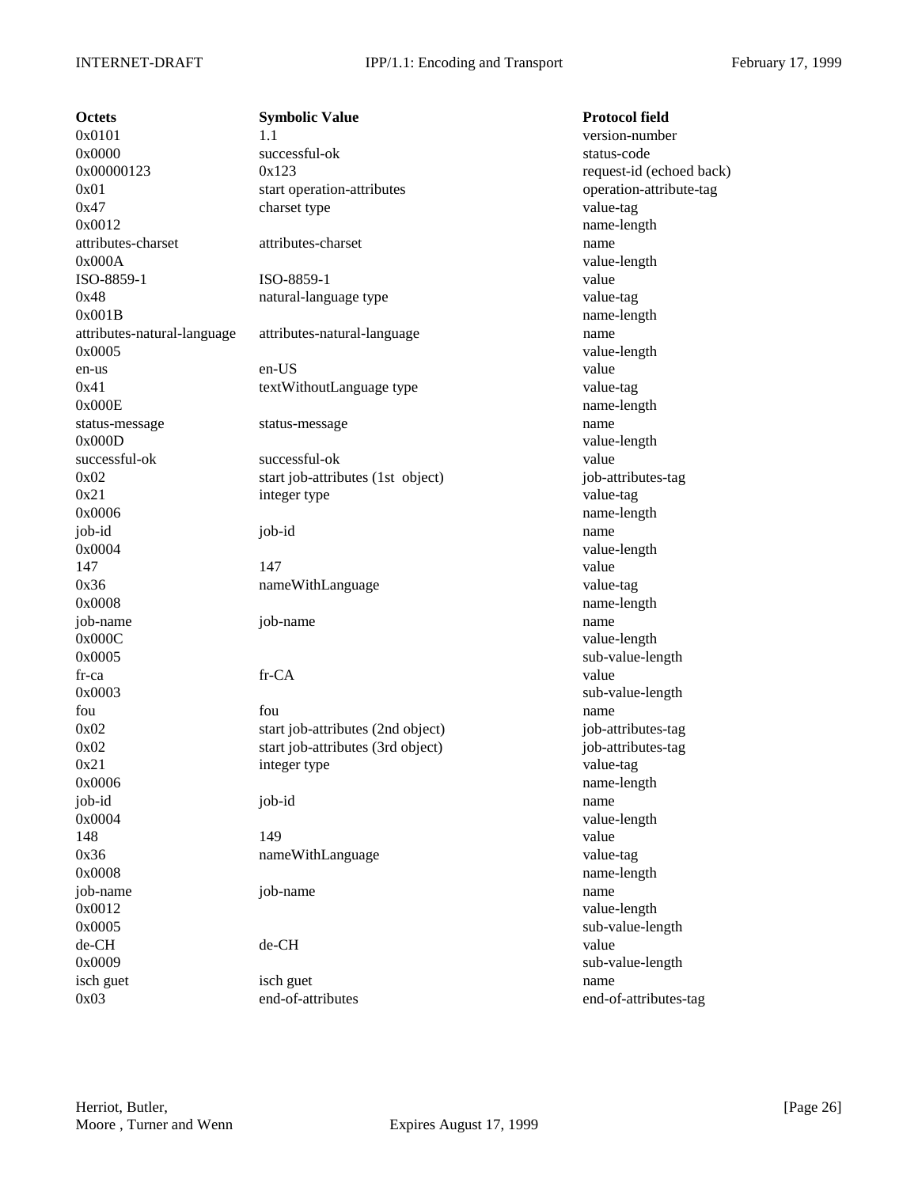| Octets | Symbolic Value | Protocol field |
| --- | --- | --- |
| 0x0101 | 1.1 | version-number |
| 0x0000 | successful-ok | status-code |
| 0x00000123 | 0x123 | request-id (echoed back) |
| 0x01 | start operation-attributes | operation-attribute-tag |
| 0x47 | charset type | value-tag |
| 0x0012 | | name-length |
| attributes-charset | attributes-charset | name |
| 0x000A | | value-length |
| ISO-8859-1 | ISO-8859-1 | value |
| 0x48 | natural-language type | value-tag |
| 0x001B | | name-length |
| attributes-natural-language | attributes-natural-language | name |
| 0x0005 | | value-length |
| en-us | en-US | value |
| 0x41 | textWithoutLanguage type | value-tag |
| 0x000E | | name-length |
| status-message | status-message | name |
| 0x000D | | value-length |
| successful-ok | successful-ok | value |
| 0x02 | start job-attributes (1st object) | job-attributes-tag |
| 0x21 | integer type | value-tag |
| 0x0006 | | name-length |
| job-id | job-id | name |
| 0x0004 | | value-length |
| 147 | 147 | value |
| 0x36 | nameWithLanguage | value-tag |
| 0x0008 | | name-length |
| job-name | job-name | name |
| 0x000C | | value-length |
| 0x0005 | | sub-value-length |
| fr-ca | fr-CA | value |
| 0x0003 | | sub-value-length |
| fou | fou | name |
| 0x02 | start job-attributes (2nd object) | job-attributes-tag |
| 0x02 | start job-attributes (3rd object) | job-attributes-tag |
| 0x21 | integer type | value-tag |
| 0x0006 | | name-length |
| job-id | job-id | name |
| 0x0004 | | value-length |
| 148 | 149 | value |
| 0x36 | nameWithLanguage | value-tag |
| 0x0008 | | name-length |
| job-name | job-name | name |
| 0x0012 | | value-length |
| 0x0005 | | sub-value-length |
| de-CH | de-CH | value |
| 0x0009 | | sub-value-length |
| isch guet | isch guet | name |
| 0x03 | end-of-attributes | end-of-attributes-tag |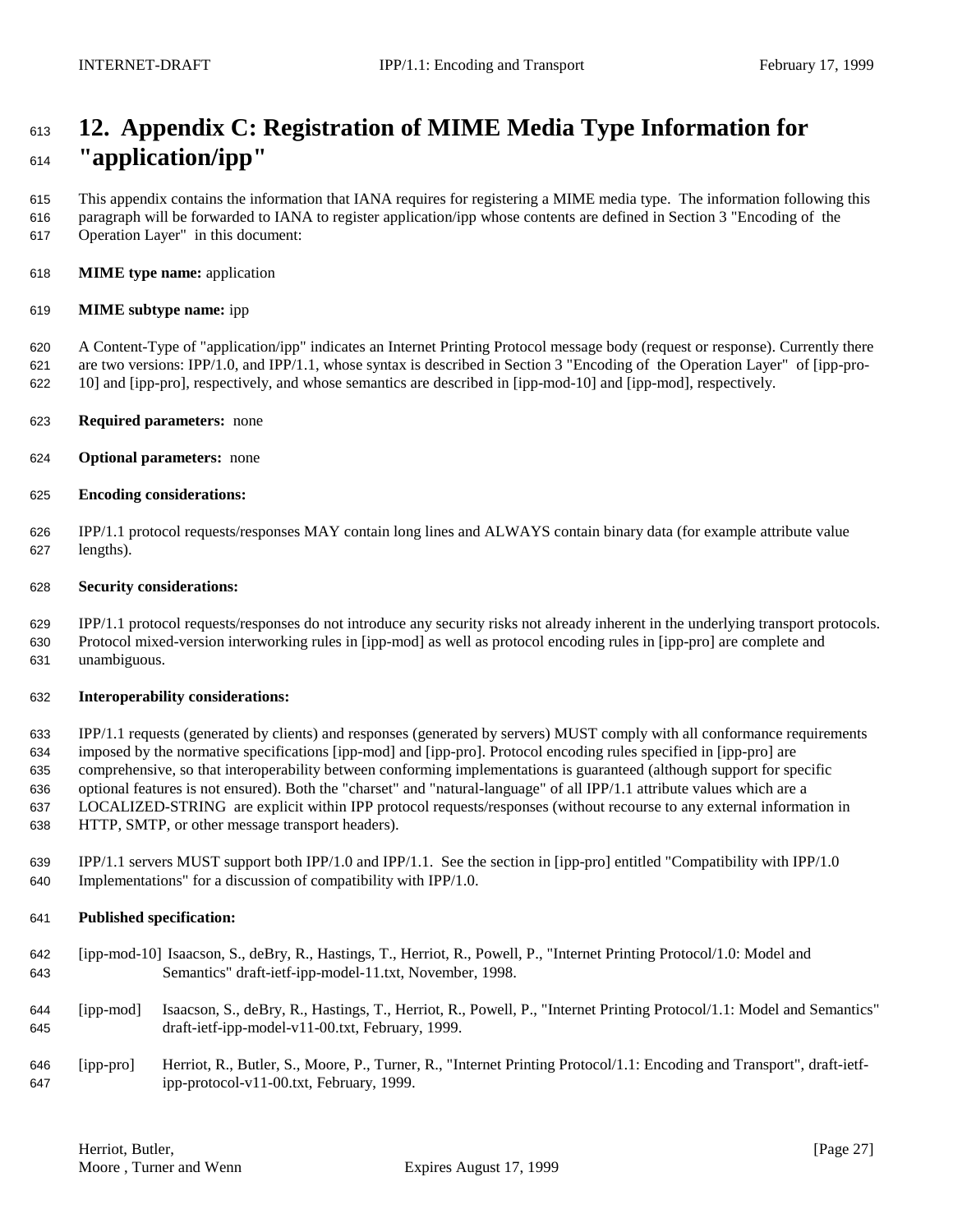# 12. Appendix C: Registration of MIME Media Type Information for "application/ipp"

This appendix contains the information that IANA requires for registering a MIME media type. The information following this paragraph will be forwarded to IANA to register application/ipp whose contents are defined in Section 3 "Encoding of the Operation Layer" in this document:

**MIME type name:** application

**MIME subtype name:** ipp

A Content-Type of "application/ipp" indicates an Internet Printing Protocol message body (request or response). Currently there are two versions: IPP/1.0, and IPP/1.1, whose syntax is described in Section 3 "Encoding of the Operation Layer" of [ipp-pro-10] and [ipp-pro], respectively, and whose semantics are described in [ipp-mod-10] and [ipp-mod], respectively.

**Required parameters:** none

**Optional parameters:** none

**Encoding considerations:**

IPP/1.1 protocol requests/responses MAY contain long lines and ALWAYS contain binary data (for example attribute value lengths).

**Security considerations:**

IPP/1.1 protocol requests/responses do not introduce any security risks not already inherent in the underlying transport protocols. Protocol mixed-version interworking rules in [ipp-mod] as well as protocol encoding rules in [ipp-pro] are complete and unambiguous.

**Interoperability considerations:**

IPP/1.1 requests (generated by clients) and responses (generated by servers) MUST comply with all conformance requirements imposed by the normative specifications [ipp-mod] and [ipp-pro]. Protocol encoding rules specified in [ipp-pro] are comprehensive, so that interoperability between conforming implementations is guaranteed (although support for specific optional features is not ensured). Both the "charset" and "natural-language" of all IPP/1.1 attribute values which are a LOCALIZED-STRING are explicit within IPP protocol requests/responses (without recourse to any external information in HTTP, SMTP, or other message transport headers).

IPP/1.1 servers MUST support both IPP/1.0 and IPP/1.1. See the section in [ipp-pro] entitled "Compatibility with IPP/1.0 Implementations" for a discussion of compatibility with IPP/1.0.

**Published specification:**

[ipp-mod-10] Isaacson, S., deBry, R., Hastings, T., Herriot, R., Powell, P., "Internet Printing Protocol/1.0: Model and Semantics" draft-ietf-ipp-model-11.txt, November, 1998.

[ipp-mod] Isaacson, S., deBry, R., Hastings, T., Herriot, R., Powell, P., "Internet Printing Protocol/1.1: Model and Semantics" draft-ietf-ipp-model-v11-00.txt, February, 1999.

[ipp-pro] Herriot, R., Butler, S., Moore, P., Turner, R., "Internet Printing Protocol/1.1: Encoding and Transport", draft-ietf-ipp-protocol-v11-00.txt, February, 1999.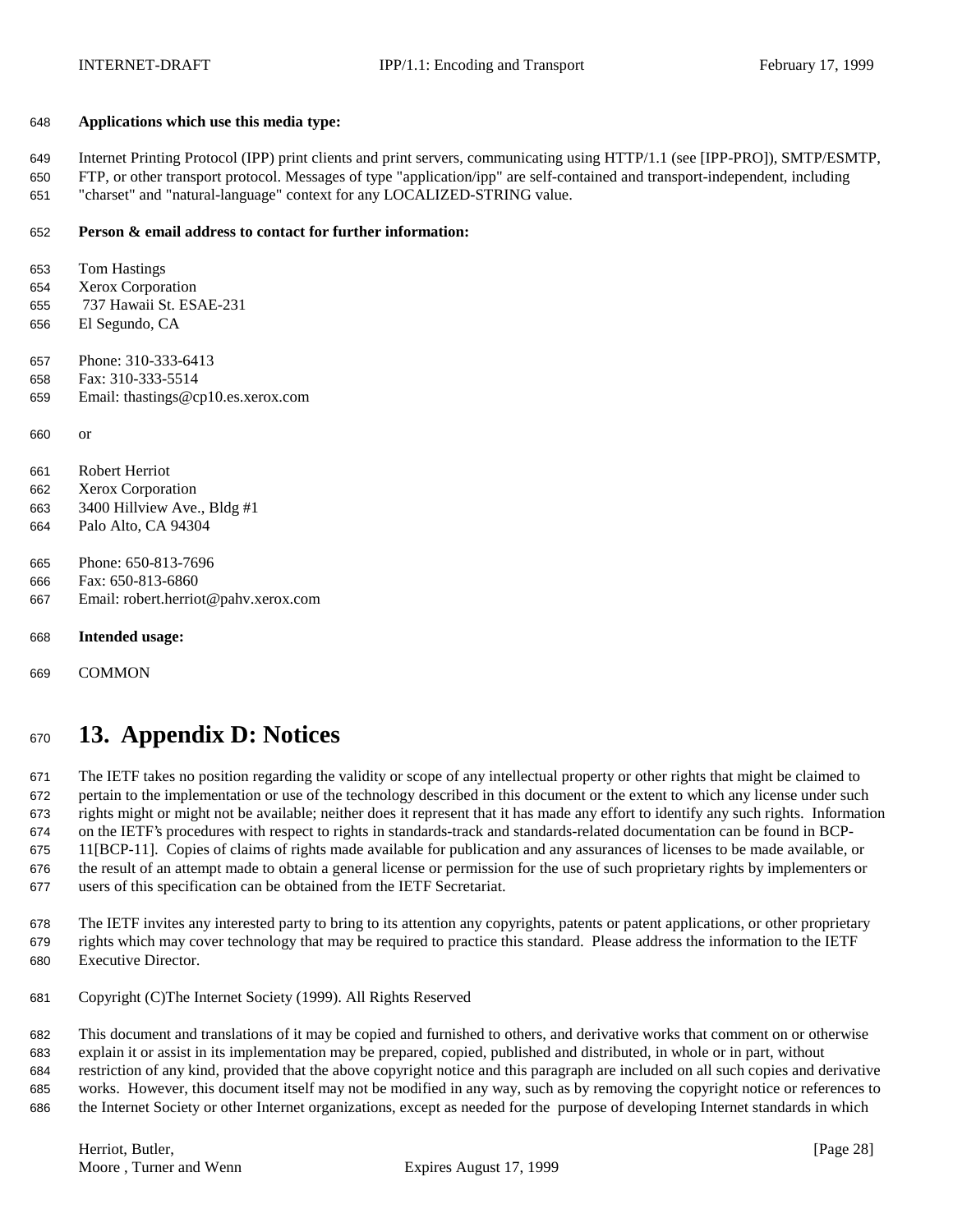**Applications which use this media type:**

Internet Printing Protocol (IPP) print clients and print servers, communicating using HTTP/1.1 (see [IPP-PRO]), SMTP/ESMTP, FTP, or other transport protocol. Messages of type "application/ipp" are self-contained and transport-independent, including "charset" and "natural-language" context for any LOCALIZED-STRING value.

**Person & email address to contact for further information:**

Tom Hastings
Xerox Corporation
737 Hawaii St. ESAE-231
El Segundo, CA

Phone: 310-333-6413
Fax: 310-333-5514
Email: thastings@cp10.es.xerox.com

or

Robert Herriot
Xerox Corporation
3400 Hillview Ave., Bldg #1
Palo Alto, CA 94304

Phone: 650-813-7696
Fax: 650-813-6860
Email: robert.herriot@pahv.xerox.com

**Intended usage:**

COMMON

# 13. Appendix D: Notices

The IETF takes no position regarding the validity or scope of any intellectual property or other rights that might be claimed to pertain to the implementation or use of the technology described in this document or the extent to which any license under such rights might or might not be available; neither does it represent that it has made any effort to identify any such rights. Information on the IETF's procedures with respect to rights in standards-track and standards-related documentation can be found in BCP-11[BCP-11]. Copies of claims of rights made available for publication and any assurances of licenses to be made available, or the result of an attempt made to obtain a general license or permission for the use of such proprietary rights by implementers or users of this specification can be obtained from the IETF Secretariat.

The IETF invites any interested party to bring to its attention any copyrights, patents or patent applications, or other proprietary rights which may cover technology that may be required to practice this standard. Please address the information to the IETF Executive Director.

Copyright (C)The Internet Society (1999). All Rights Reserved

This document and translations of it may be copied and furnished to others, and derivative works that comment on or otherwise explain it or assist in its implementation may be prepared, copied, published and distributed, in whole or in part, without restriction of any kind, provided that the above copyright notice and this paragraph are included on all such copies and derivative works. However, this document itself may not be modified in any way, such as by removing the copyright notice or references to the Internet Society or other Internet organizations, except as needed for the purpose of developing Internet standards in which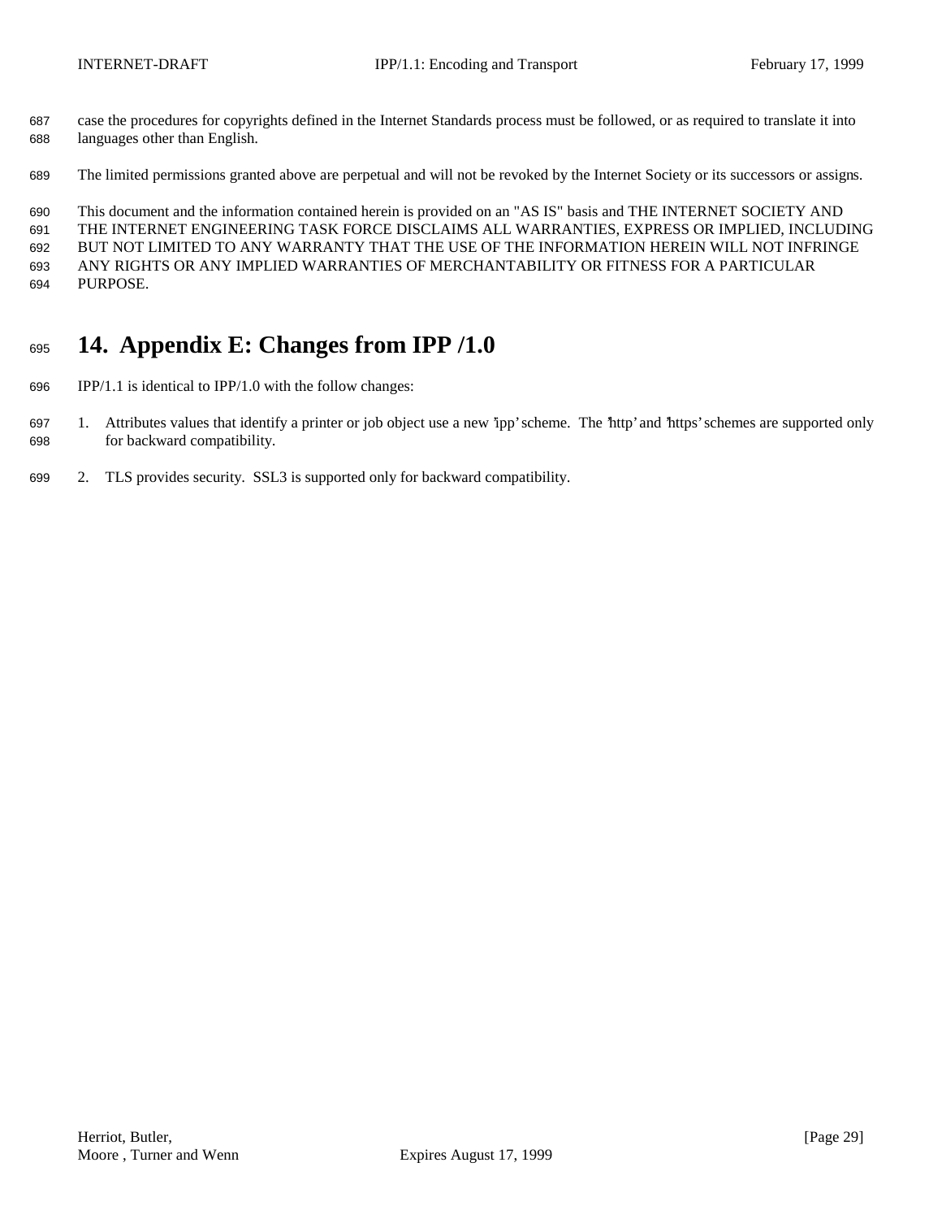case the procedures for copyrights defined in the Internet Standards process must be followed, or as required to translate it into languages other than English.

The limited permissions granted above are perpetual and will not be revoked by the Internet Society or its successors or assigns.

This document and the information contained herein is provided on an "AS IS" basis and THE INTERNET SOCIETY AND THE INTERNET ENGINEERING TASK FORCE DISCLAIMS ALL WARRANTIES, EXPRESS OR IMPLIED, INCLUDING BUT NOT LIMITED TO ANY WARRANTY THAT THE USE OF THE INFORMATION HEREIN WILL NOT INFRINGE ANY RIGHTS OR ANY IMPLIED WARRANTIES OF MERCHANTABILITY OR FITNESS FOR A PARTICULAR PURPOSE.

# 14. Appendix E: Changes from IPP /1.0

IPP/1.1 is identical to IPP/1.0 with the follow changes:

1. Attributes values that identify a printer or job object use a new 'ipp' scheme. The 'http' and 'https' schemes are supported only for backward compatibility.
2. TLS provides security. SSL3 is supported only for backward compatibility.